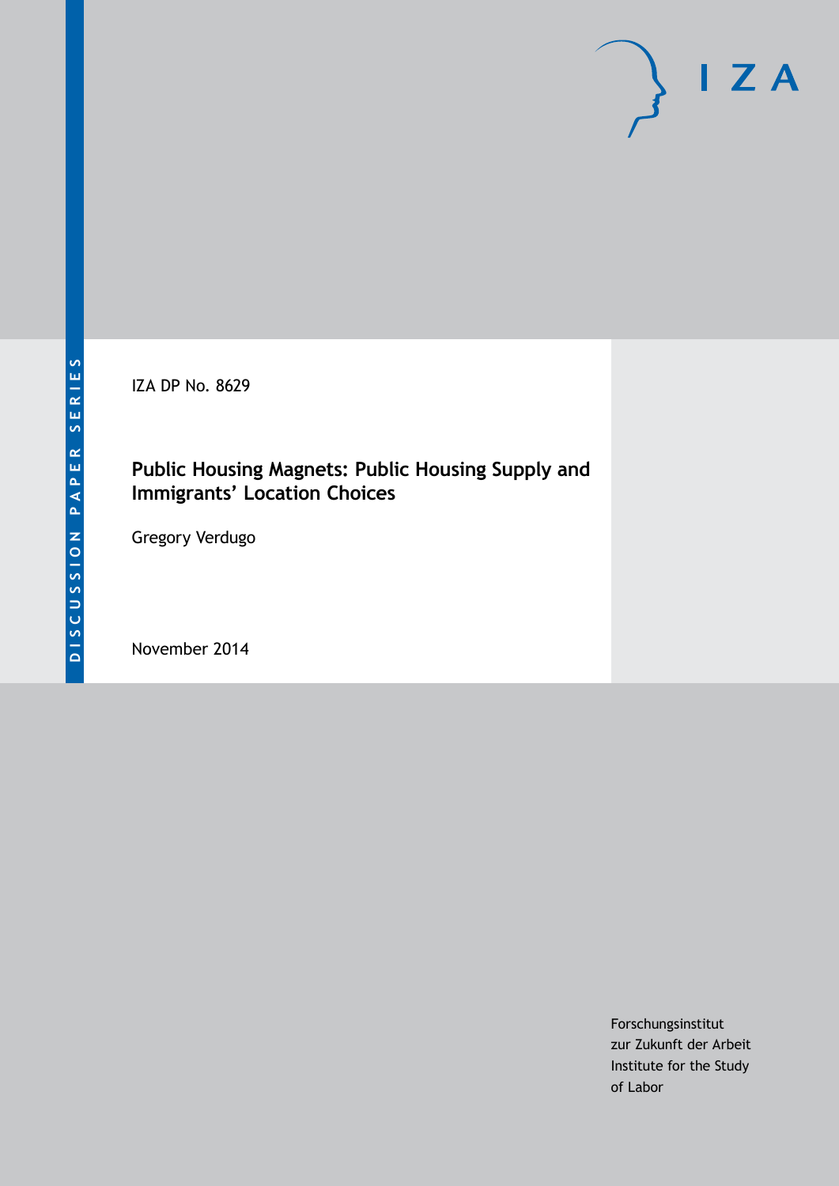IZA

DISCUSSION PAPER SERIES

IZA DP No. 8629

# Public Housing Magnets: Public Housing Supply and Immigrants' Location Choices

Gregory Verdugo

November 2014

Forschungsinstitut
zur Zukunft der Arbeit
Institute for the Study
of Labor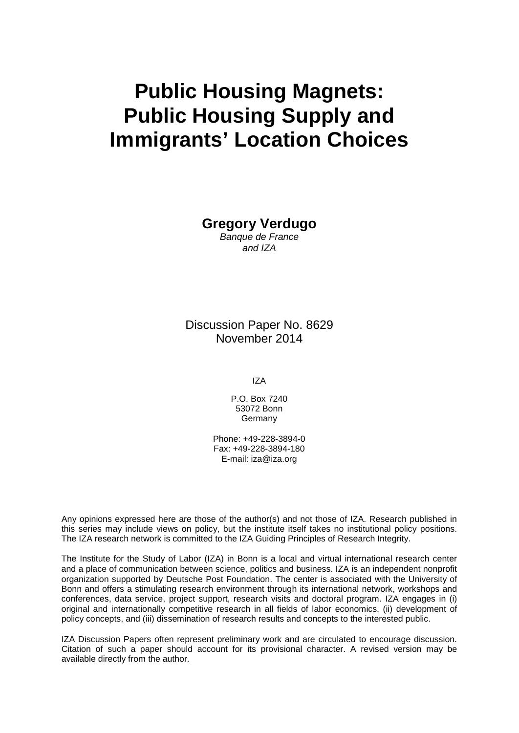# Public Housing Magnets: Public Housing Supply and Immigrants' Location Choices

**Gregory Verdugo**
*Banque de France*
*and IZA*

Discussion Paper No. 8629
November 2014

IZA

P.O. Box 7240
53072 Bonn
Germany

Phone: +49-228-3894-0
Fax: +49-228-3894-180
E-mail: iza@iza.org

Any opinions expressed here are those of the author(s) and not those of IZA. Research published in this series may include views on policy, but the institute itself takes no institutional policy positions. The IZA research network is committed to the IZA Guiding Principles of Research Integrity.

The Institute for the Study of Labor (IZA) in Bonn is a local and virtual international research center and a place of communication between science, politics and business. IZA is an independent nonprofit organization supported by Deutsche Post Foundation. The center is associated with the University of Bonn and offers a stimulating research environment through its international network, workshops and conferences, data service, project support, research visits and doctoral program. IZA engages in (i) original and internationally competitive research in all fields of labor economics, (ii) development of policy concepts, and (iii) dissemination of research results and concepts to the interested public.

IZA Discussion Papers often represent preliminary work and are circulated to encourage discussion. Citation of such a paper should account for its provisional character. A revised version may be available directly from the author.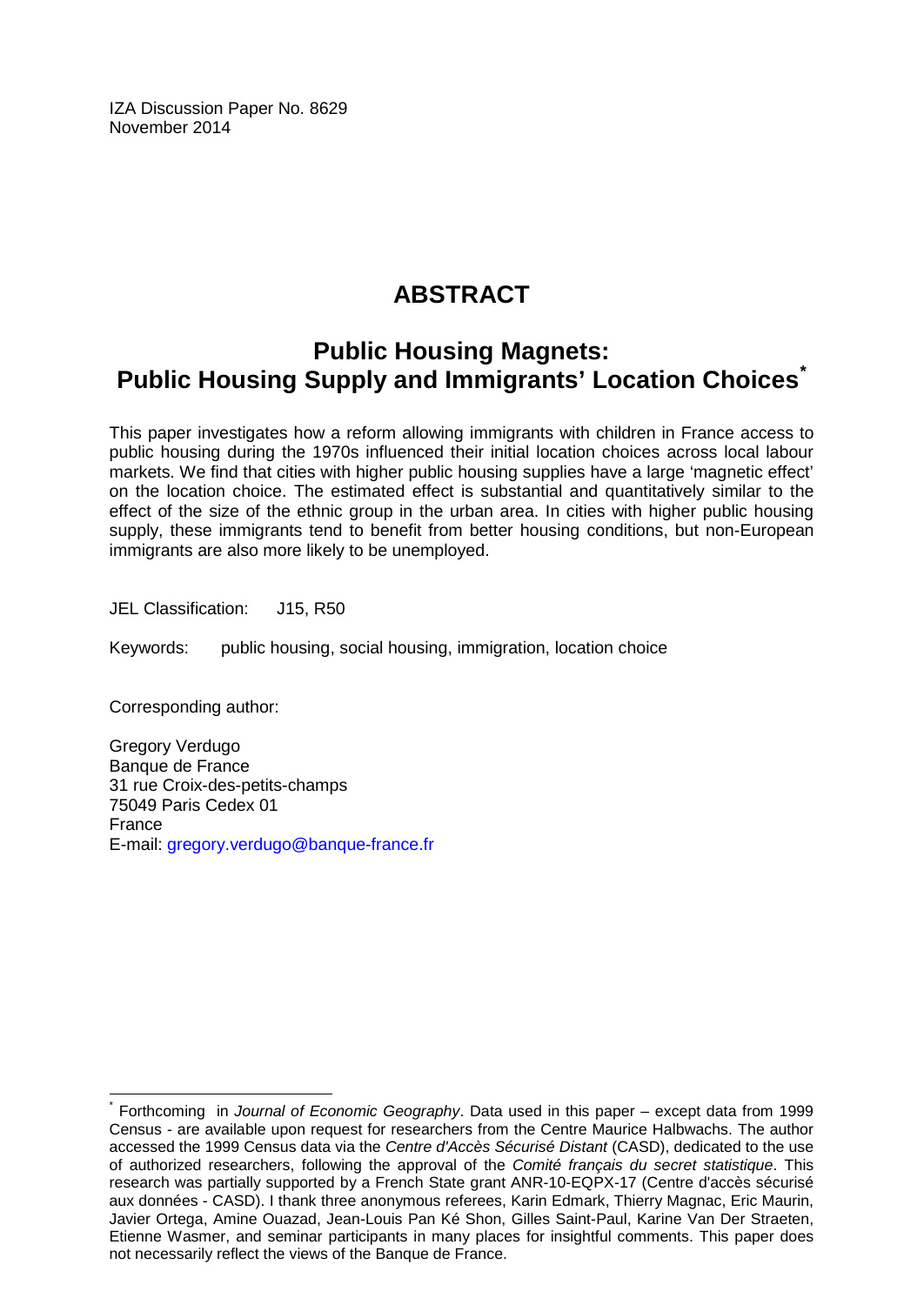IZA Discussion Paper No. 8629
November 2014

# ABSTRACT

## Public Housing Magnets: Public Housing Supply and Immigrants' Location Choices*

This paper investigates how a reform allowing immigrants with children in France access to public housing during the 1970s influenced their initial location choices across local labour markets. We find that cities with higher public housing supplies have a large 'magnetic effect' on the location choice. The estimated effect is substantial and quantitatively similar to the effect of the size of the ethnic group in the urban area. In cities with higher public housing supply, these immigrants tend to benefit from better housing conditions, but non-European immigrants are also more likely to be unemployed.

JEL Classification: J15, R50

Keywords: public housing, social housing, immigration, location choice

Corresponding author:

Gregory Verdugo
Banque de France
31 rue Croix-des-petits-champs
75049 Paris Cedex 01
France
E-mail: gregory.verdugo@banque-france.fr

---

\* Forthcoming in *Journal of Economic Geography*. Data used in this paper – except data from 1999 Census - are available upon request for researchers from the Centre Maurice Halbwachs. The author accessed the 1999 Census data via the *Centre d'Accès Sécurisé Distant* (CASD), dedicated to the use of authorized researchers, following the approval of the *Comité français du secret statistique*. This research was partially supported by a French State grant ANR-10-EQPX-17 (Centre d'accès sécurisé aux données - CASD). I thank three anonymous referees, Karin Edmark, Thierry Magnac, Eric Maurin, Javier Ortega, Amine Ouazad, Jean-Louis Pan Ké Shon, Gilles Saint-Paul, Karine Van Der Straeten, Etienne Wasmer, and seminar participants in many places for insightful comments. This paper does not necessarily reflect the views of the Banque de France.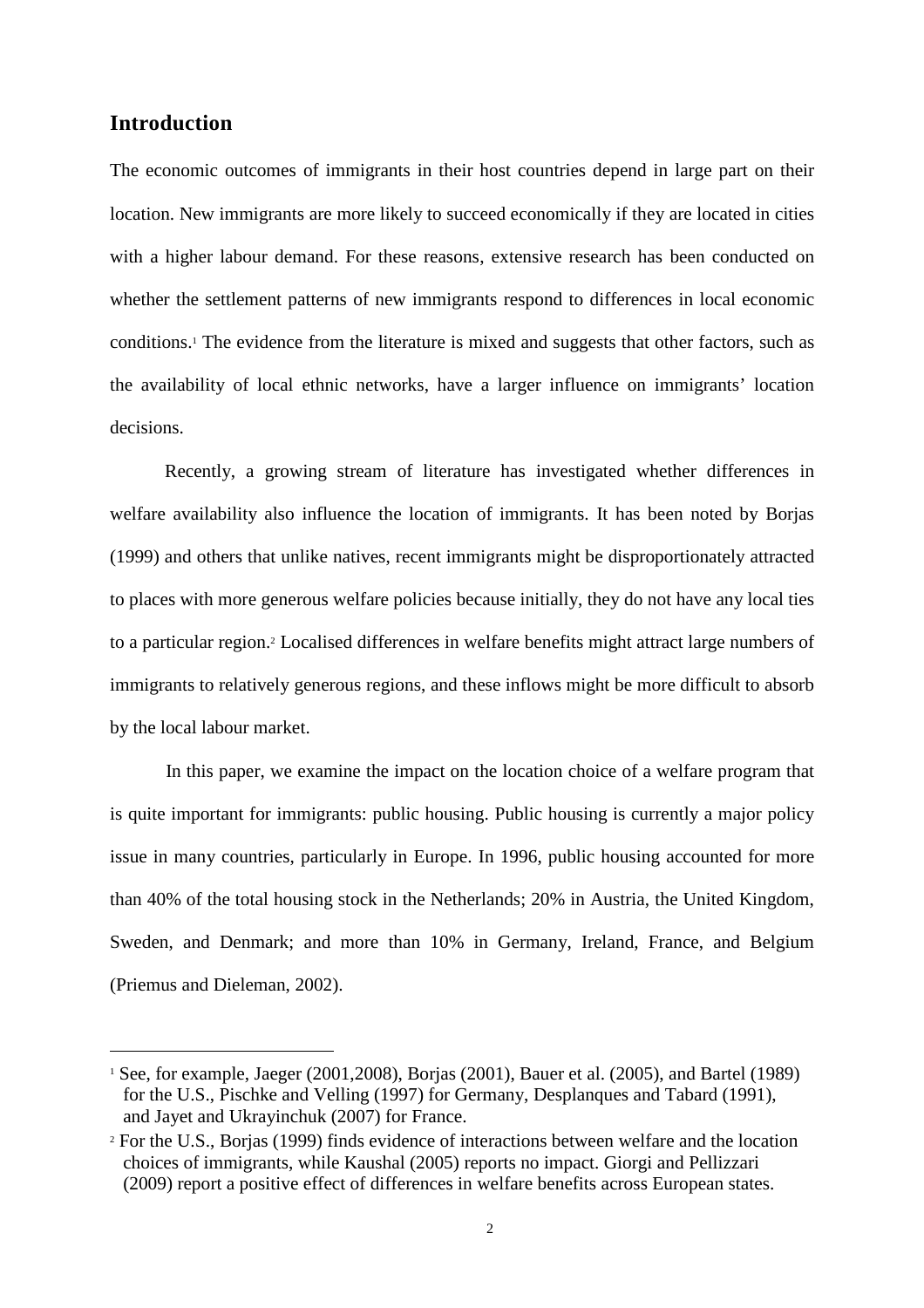## Introduction

The economic outcomes of immigrants in their host countries depend in large part on their location. New immigrants are more likely to succeed economically if they are located in cities with a higher labour demand. For these reasons, extensive research has been conducted on whether the settlement patterns of new immigrants respond to differences in local economic conditions.[1] The evidence from the literature is mixed and suggests that other factors, such as the availability of local ethnic networks, have a larger influence on immigrants' location decisions.

Recently, a growing stream of literature has investigated whether differences in welfare availability also influence the location of immigrants. It has been noted by Borjas (1999) and others that unlike natives, recent immigrants might be disproportionately attracted to places with more generous welfare policies because initially, they do not have any local ties to a particular region.[2] Localised differences in welfare benefits might attract large numbers of immigrants to relatively generous regions, and these inflows might be more difficult to absorb by the local labour market.

In this paper, we examine the impact on the location choice of a welfare program that is quite important for immigrants: public housing. Public housing is currently a major policy issue in many countries, particularly in Europe. In 1996, public housing accounted for more than 40% of the total housing stock in the Netherlands; 20% in Austria, the United Kingdom, Sweden, and Denmark; and more than 10% in Germany, Ireland, France, and Belgium (Priemus and Dieleman, 2002).

---

[1] See, for example, Jaeger (2001,2008), Borjas (2001), Bauer et al. (2005), and Bartel (1989) for the U.S., Pischke and Velling (1997) for Germany, Desplanques and Tabard (1991), and Jayet and Ukrayinchuk (2007) for France.

[2] For the U.S., Borjas (1999) finds evidence of interactions between welfare and the location choices of immigrants, while Kaushal (2005) reports no impact. Giorgi and Pellizzari (2009) report a positive effect of differences in welfare benefits across European states.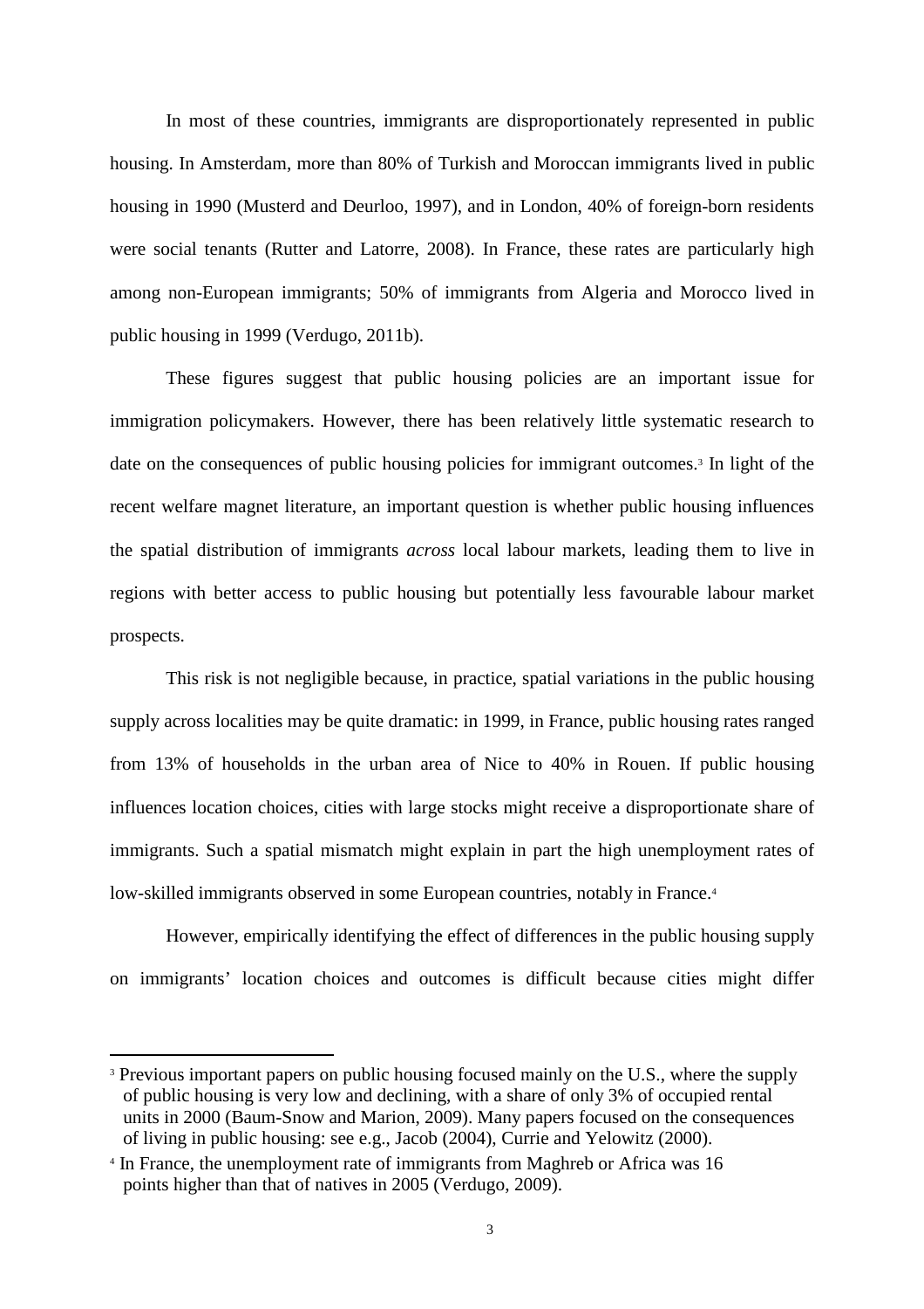In most of these countries, immigrants are disproportionately represented in public housing. In Amsterdam, more than 80% of Turkish and Moroccan immigrants lived in public housing in 1990 (Musterd and Deurloo, 1997), and in London, 40% of foreign-born residents were social tenants (Rutter and Latorre, 2008). In France, these rates are particularly high among non-European immigrants; 50% of immigrants from Algeria and Morocco lived in public housing in 1999 (Verdugo, 2011b).

These figures suggest that public housing policies are an important issue for immigration policymakers. However, there has been relatively little systematic research to date on the consequences of public housing policies for immigrant outcomes.[3] In light of the recent welfare magnet literature, an important question is whether public housing influences the spatial distribution of immigrants *across* local labour markets, leading them to live in regions with better access to public housing but potentially less favourable labour market prospects.

This risk is not negligible because, in practice, spatial variations in the public housing supply across localities may be quite dramatic: in 1999, in France, public housing rates ranged from 13% of households in the urban area of Nice to 40% in Rouen. If public housing influences location choices, cities with large stocks might receive a disproportionate share of immigrants. Such a spatial mismatch might explain in part the high unemployment rates of low-skilled immigrants observed in some European countries, notably in France.[4]

However, empirically identifying the effect of differences in the public housing supply on immigrants' location choices and outcomes is difficult because cities might differ

---

[3] Previous important papers on public housing focused mainly on the U.S., where the supply of public housing is very low and declining, with a share of only 3% of occupied rental units in 2000 (Baum-Snow and Marion, 2009). Many papers focused on the consequences of living in public housing: see e.g., Jacob (2004), Currie and Yelowitz (2000).

[4] In France, the unemployment rate of immigrants from Maghreb or Africa was 16 points higher than that of natives in 2005 (Verdugo, 2009).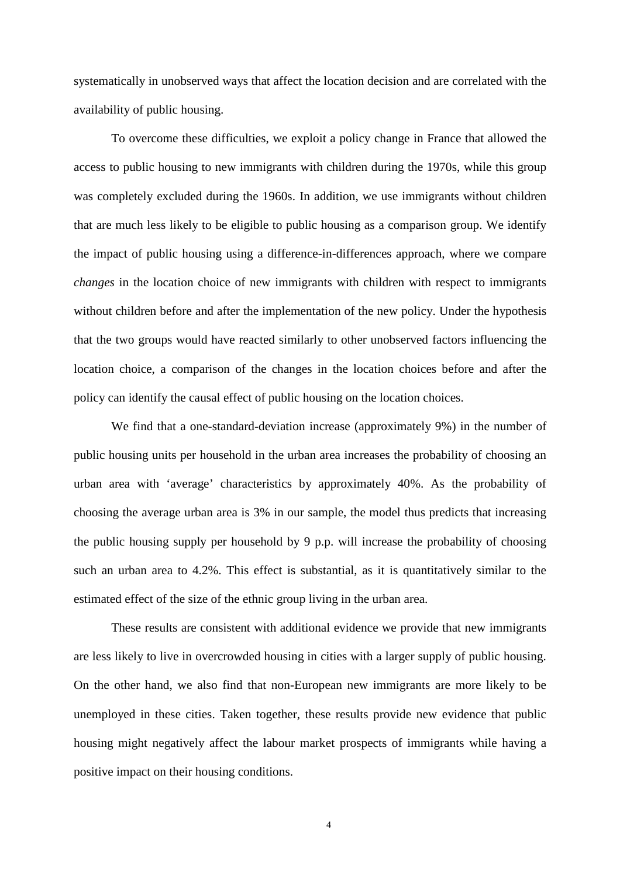systematically in unobserved ways that affect the location decision and are correlated with the availability of public housing.

To overcome these difficulties, we exploit a policy change in France that allowed the access to public housing to new immigrants with children during the 1970s, while this group was completely excluded during the 1960s. In addition, we use immigrants without children that are much less likely to be eligible to public housing as a comparison group. We identify the impact of public housing using a difference-in-differences approach, where we compare *changes* in the location choice of new immigrants with children with respect to immigrants without children before and after the implementation of the new policy. Under the hypothesis that the two groups would have reacted similarly to other unobserved factors influencing the location choice, a comparison of the changes in the location choices before and after the policy can identify the causal effect of public housing on the location choices.

We find that a one-standard-deviation increase (approximately 9%) in the number of public housing units per household in the urban area increases the probability of choosing an urban area with 'average' characteristics by approximately 40%. As the probability of choosing the average urban area is 3% in our sample, the model thus predicts that increasing the public housing supply per household by 9 p.p. will increase the probability of choosing such an urban area to 4.2%. This effect is substantial, as it is quantitatively similar to the estimated effect of the size of the ethnic group living in the urban area.

These results are consistent with additional evidence we provide that new immigrants are less likely to live in overcrowded housing in cities with a larger supply of public housing. On the other hand, we also find that non-European new immigrants are more likely to be unemployed in these cities. Taken together, these results provide new evidence that public housing might negatively affect the labour market prospects of immigrants while having a positive impact on their housing conditions.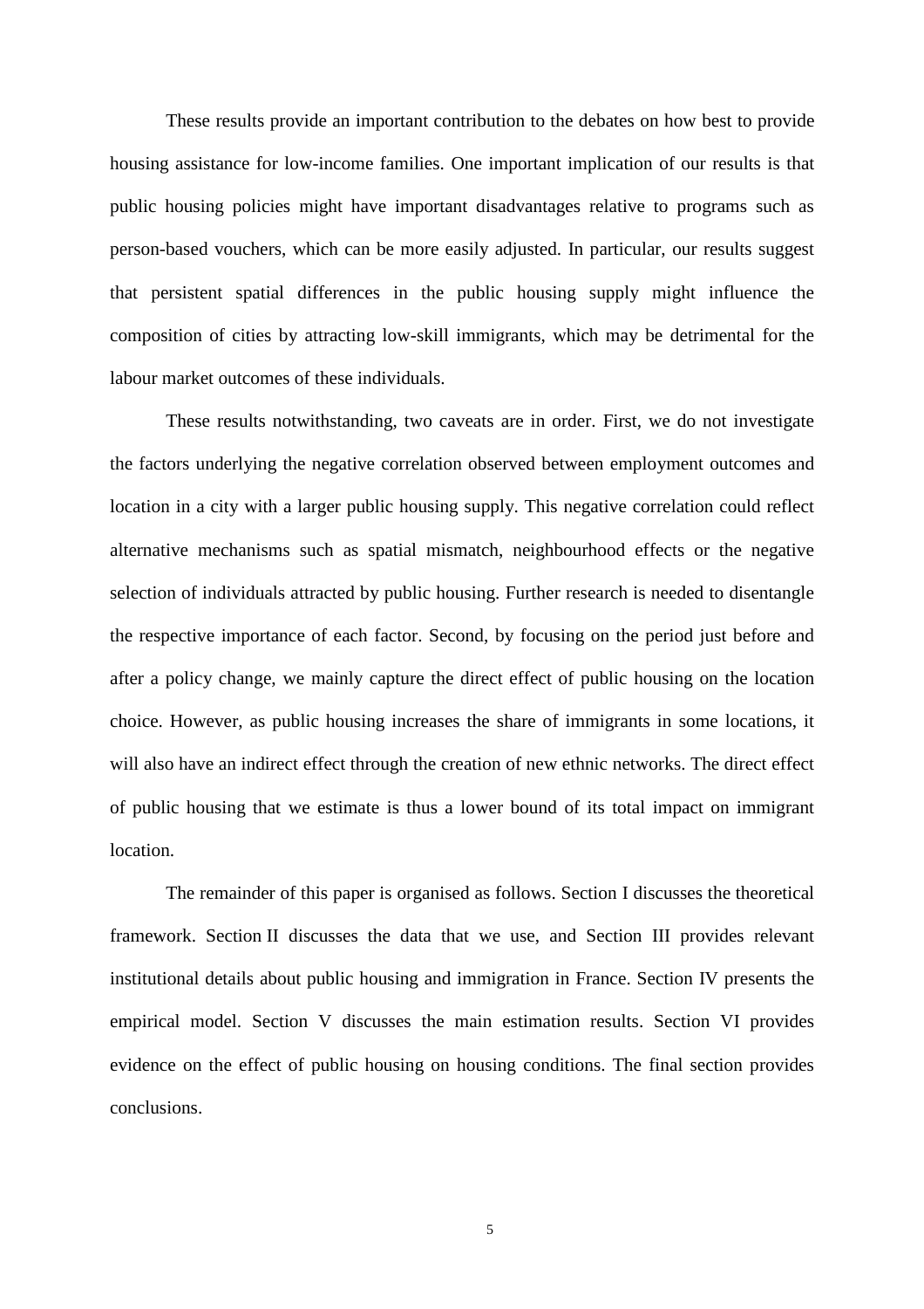These results provide an important contribution to the debates on how best to provide housing assistance for low-income families. One important implication of our results is that public housing policies might have important disadvantages relative to programs such as person-based vouchers, which can be more easily adjusted. In particular, our results suggest that persistent spatial differences in the public housing supply might influence the composition of cities by attracting low-skill immigrants, which may be detrimental for the labour market outcomes of these individuals.

These results notwithstanding, two caveats are in order. First, we do not investigate the factors underlying the negative correlation observed between employment outcomes and location in a city with a larger public housing supply. This negative correlation could reflect alternative mechanisms such as spatial mismatch, neighbourhood effects or the negative selection of individuals attracted by public housing. Further research is needed to disentangle the respective importance of each factor. Second, by focusing on the period just before and after a policy change, we mainly capture the direct effect of public housing on the location choice. However, as public housing increases the share of immigrants in some locations, it will also have an indirect effect through the creation of new ethnic networks. The direct effect of public housing that we estimate is thus a lower bound of its total impact on immigrant location.

The remainder of this paper is organised as follows. Section I discusses the theoretical framework. Section II discusses the data that we use, and Section III provides relevant institutional details about public housing and immigration in France. Section IV presents the empirical model. Section V discusses the main estimation results. Section VI provides evidence on the effect of public housing on housing conditions. The final section provides conclusions.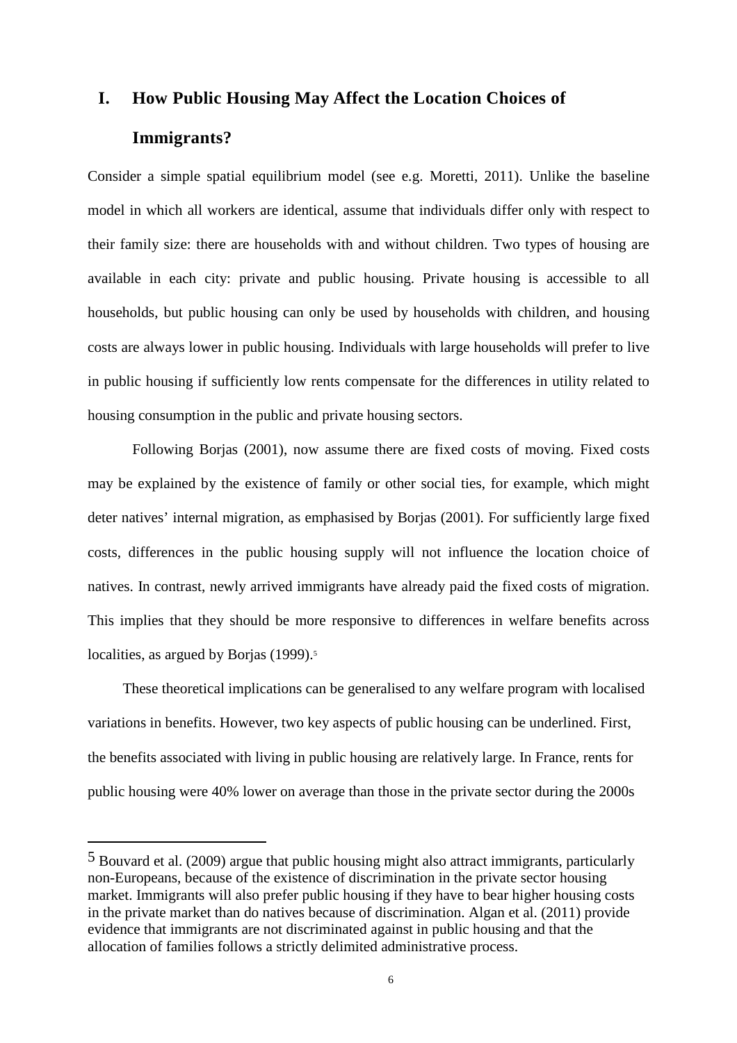# I. How Public Housing May Affect the Location Choices of Immigrants?

Consider a simple spatial equilibrium model (see e.g. Moretti, 2011). Unlike the baseline model in which all workers are identical, assume that individuals differ only with respect to their family size: there are households with and without children. Two types of housing are available in each city: private and public housing. Private housing is accessible to all households, but public housing can only be used by households with children, and housing costs are always lower in public housing. Individuals with large households will prefer to live in public housing if sufficiently low rents compensate for the differences in utility related to housing consumption in the public and private housing sectors.

Following Borjas (2001), now assume there are fixed costs of moving. Fixed costs may be explained by the existence of family or other social ties, for example, which might deter natives' internal migration, as emphasised by Borjas (2001). For sufficiently large fixed costs, differences in the public housing supply will not influence the location choice of natives. In contrast, newly arrived immigrants have already paid the fixed costs of migration. This implies that they should be more responsive to differences in welfare benefits across localities, as argued by Borjas (1999).[5]

These theoretical implications can be generalised to any welfare program with localised variations in benefits. However, two key aspects of public housing can be underlined. First, the benefits associated with living in public housing are relatively large. In France, rents for public housing were 40% lower on average than those in the private sector during the 2000s

---

[5] Bouvard et al. (2009) argue that public housing might also attract immigrants, particularly non-Europeans, because of the existence of discrimination in the private sector housing market. Immigrants will also prefer public housing if they have to bear higher housing costs in the private market than do natives because of discrimination. Algan et al. (2011) provide evidence that immigrants are not discriminated against in public housing and that the allocation of families follows a strictly delimited administrative process.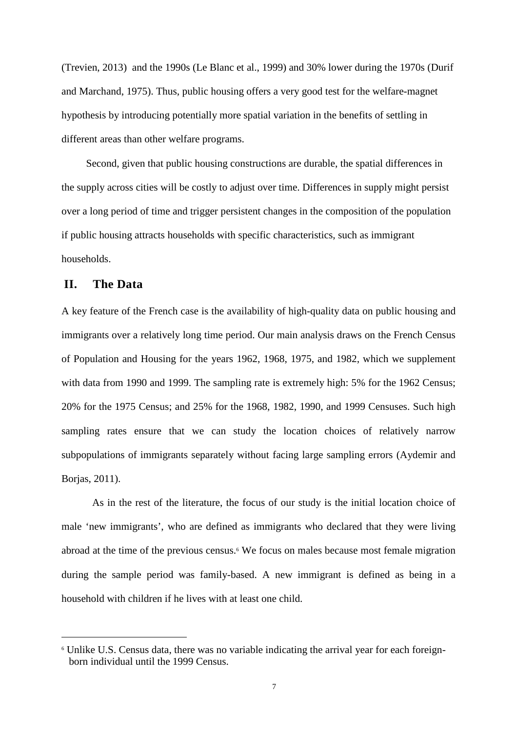(Trevien, 2013) and the 1990s (Le Blanc et al., 1999) and 30% lower during the 1970s (Durif and Marchand, 1975). Thus, public housing offers a very good test for the welfare-magnet hypothesis by introducing potentially more spatial variation in the benefits of settling in different areas than other welfare programs.

Second, given that public housing constructions are durable, the spatial differences in the supply across cities will be costly to adjust over time. Differences in supply might persist over a long period of time and trigger persistent changes in the composition of the population if public housing attracts households with specific characteristics, such as immigrant households.

## II. The Data

A key feature of the French case is the availability of high-quality data on public housing and immigrants over a relatively long time period. Our main analysis draws on the French Census of Population and Housing for the years 1962, 1968, 1975, and 1982, which we supplement with data from 1990 and 1999. The sampling rate is extremely high: 5% for the 1962 Census; 20% for the 1975 Census; and 25% for the 1968, 1982, 1990, and 1999 Censuses. Such high sampling rates ensure that we can study the location choices of relatively narrow subpopulations of immigrants separately without facing large sampling errors (Aydemir and Borjas, 2011).

As in the rest of the literature, the focus of our study is the initial location choice of male 'new immigrants', who are defined as immigrants who declared that they were living abroad at the time of the previous census.[6] We focus on males because most female migration during the sample period was family-based. A new immigrant is defined as being in a household with children if he lives with at least one child.

---

[6] Unlike U.S. Census data, there was no variable indicating the arrival year for each foreign-born individual until the 1999 Census.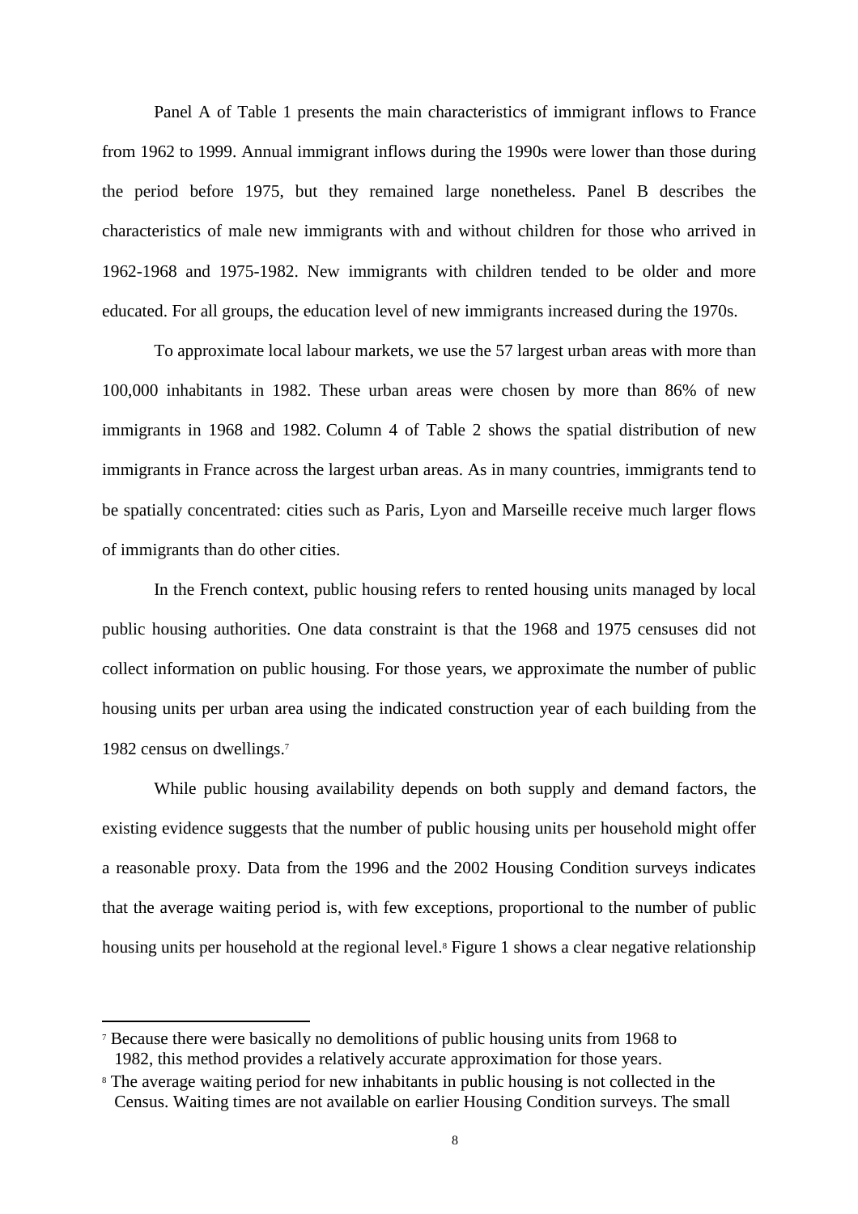Panel A of Table 1 presents the main characteristics of immigrant inflows to France from 1962 to 1999. Annual immigrant inflows during the 1990s were lower than those during the period before 1975, but they remained large nonetheless. Panel B describes the characteristics of male new immigrants with and without children for those who arrived in 1962-1968 and 1975-1982. New immigrants with children tended to be older and more educated. For all groups, the education level of new immigrants increased during the 1970s.

To approximate local labour markets, we use the 57 largest urban areas with more than 100,000 inhabitants in 1982. These urban areas were chosen by more than 86% of new immigrants in 1968 and 1982. Column 4 of Table 2 shows the spatial distribution of new immigrants in France across the largest urban areas. As in many countries, immigrants tend to be spatially concentrated: cities such as Paris, Lyon and Marseille receive much larger flows of immigrants than do other cities.

In the French context, public housing refers to rented housing units managed by local public housing authorities. One data constraint is that the 1968 and 1975 censuses did not collect information on public housing. For those years, we approximate the number of public housing units per urban area using the indicated construction year of each building from the 1982 census on dwellings.[7]

While public housing availability depends on both supply and demand factors, the existing evidence suggests that the number of public housing units per household might offer a reasonable proxy. Data from the 1996 and the 2002 Housing Condition surveys indicates that the average waiting period is, with few exceptions, proportional to the number of public housing units per household at the regional level.[8] Figure 1 shows a clear negative relationship

---

[7] Because there were basically no demolitions of public housing units from 1968 to 1982, this method provides a relatively accurate approximation for those years.

[8] The average waiting period for new inhabitants in public housing is not collected in the Census. Waiting times are not available on earlier Housing Condition surveys. The small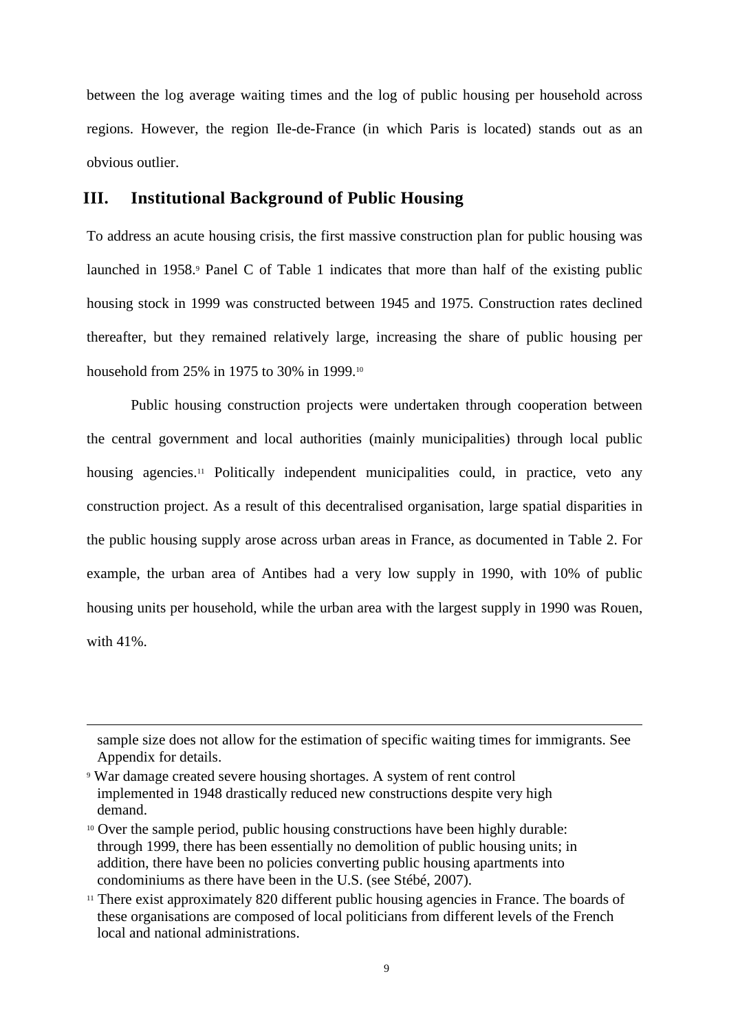between the log average waiting times and the log of public housing per household across regions. However, the region Ile-de-France (in which Paris is located) stands out as an obvious outlier.

## III. Institutional Background of Public Housing

To address an acute housing crisis, the first massive construction plan for public housing was launched in 1958.[9] Panel C of Table 1 indicates that more than half of the existing public housing stock in 1999 was constructed between 1945 and 1975. Construction rates declined thereafter, but they remained relatively large, increasing the share of public housing per household from 25% in 1975 to 30% in 1999.[10]

Public housing construction projects were undertaken through cooperation between the central government and local authorities (mainly municipalities) through local public housing agencies.[11] Politically independent municipalities could, in practice, veto any construction project. As a result of this decentralised organisation, large spatial disparities in the public housing supply arose across urban areas in France, as documented in Table 2. For example, the urban area of Antibes had a very low supply in 1990, with 10% of public housing units per household, while the urban area with the largest supply in 1990 was Rouen, with 41%.

---

sample size does not allow for the estimation of specific waiting times for immigrants. See Appendix for details.

[9] War damage created severe housing shortages. A system of rent control implemented in 1948 drastically reduced new constructions despite very high demand.

[10] Over the sample period, public housing constructions have been highly durable: through 1999, there has been essentially no demolition of public housing units; in addition, there have been no policies converting public housing apartments into condominiums as there have been in the U.S. (see Stébé, 2007).

[11] There exist approximately 820 different public housing agencies in France. The boards of these organisations are composed of local politicians from different levels of the French local and national administrations.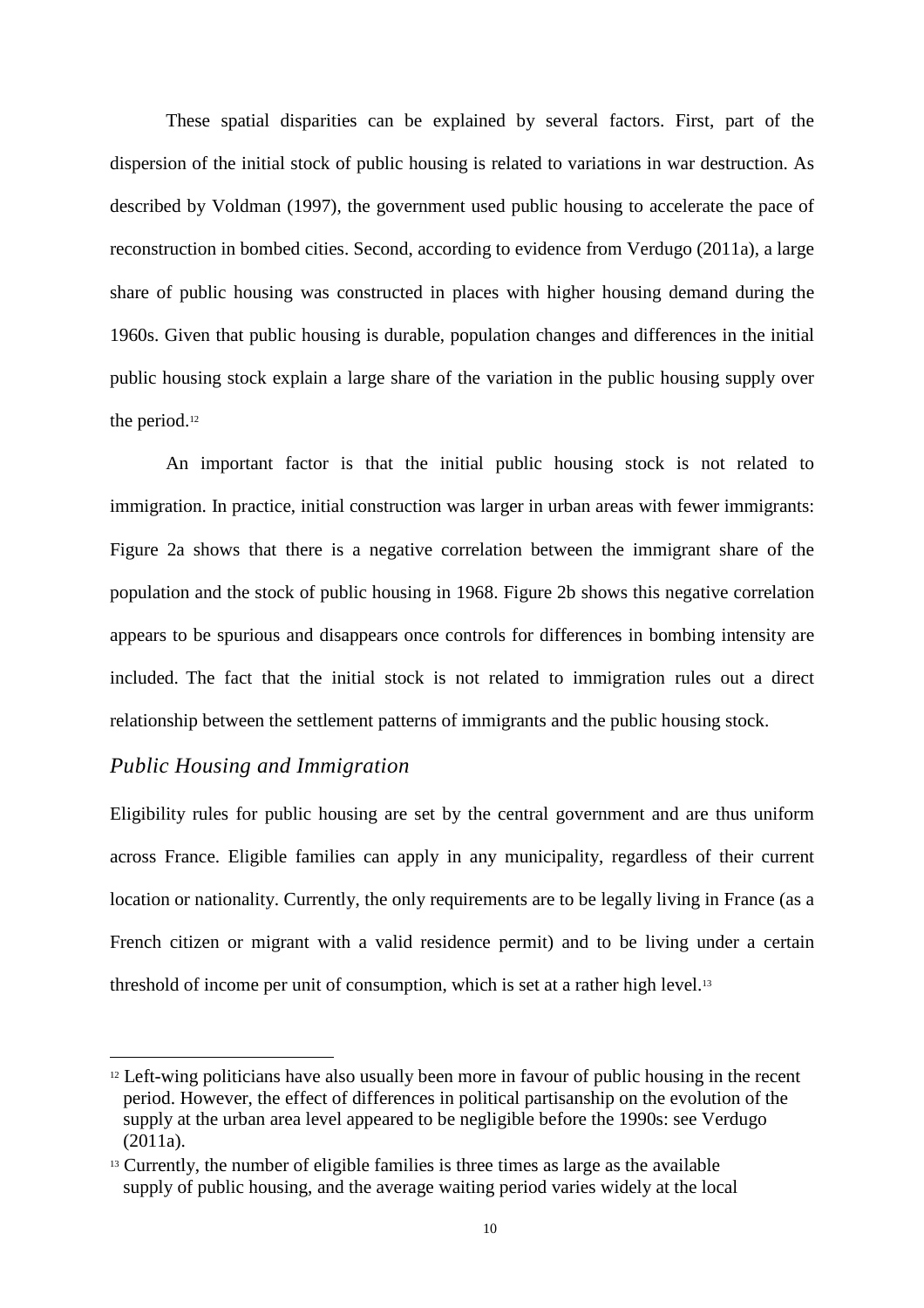These spatial disparities can be explained by several factors. First, part of the dispersion of the initial stock of public housing is related to variations in war destruction. As described by Voldman (1997), the government used public housing to accelerate the pace of reconstruction in bombed cities. Second, according to evidence from Verdugo (2011a), a large share of public housing was constructed in places with higher housing demand during the 1960s. Given that public housing is durable, population changes and differences in the initial public housing stock explain a large share of the variation in the public housing supply over the period.[12]

An important factor is that the initial public housing stock is not related to immigration. In practice, initial construction was larger in urban areas with fewer immigrants: Figure 2a shows that there is a negative correlation between the immigrant share of the population and the stock of public housing in 1968. Figure 2b shows this negative correlation appears to be spurious and disappears once controls for differences in bombing intensity are included. The fact that the initial stock is not related to immigration rules out a direct relationship between the settlement patterns of immigrants and the public housing stock.

### *Public Housing and Immigration*

Eligibility rules for public housing are set by the central government and are thus uniform across France. Eligible families can apply in any municipality, regardless of their current location or nationality. Currently, the only requirements are to be legally living in France (as a French citizen or migrant with a valid residence permit) and to be living under a certain threshold of income per unit of consumption, which is set at a rather high level.[13]

---

[12] Left-wing politicians have also usually been more in favour of public housing in the recent period. However, the effect of differences in political partisanship on the evolution of the supply at the urban area level appeared to be negligible before the 1990s: see Verdugo (2011a).

[13] Currently, the number of eligible families is three times as large as the available supply of public housing, and the average waiting period varies widely at the local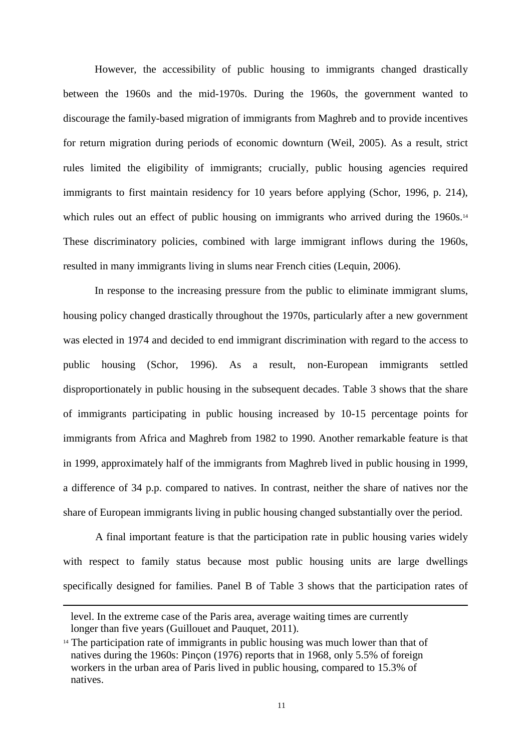However, the accessibility of public housing to immigrants changed drastically between the 1960s and the mid-1970s. During the 1960s, the government wanted to discourage the family-based migration of immigrants from Maghreb and to provide incentives for return migration during periods of economic downturn (Weil, 2005). As a result, strict rules limited the eligibility of immigrants; crucially, public housing agencies required immigrants to first maintain residency for 10 years before applying (Schor, 1996, p. 214), which rules out an effect of public housing on immigrants who arrived during the 1960s.[14] These discriminatory policies, combined with large immigrant inflows during the 1960s, resulted in many immigrants living in slums near French cities (Lequin, 2006).

In response to the increasing pressure from the public to eliminate immigrant slums, housing policy changed drastically throughout the 1970s, particularly after a new government was elected in 1974 and decided to end immigrant discrimination with regard to the access to public housing (Schor, 1996). As a result, non-European immigrants settled disproportionately in public housing in the subsequent decades. Table 3 shows that the share of immigrants participating in public housing increased by 10-15 percentage points for immigrants from Africa and Maghreb from 1982 to 1990. Another remarkable feature is that in 1999, approximately half of the immigrants from Maghreb lived in public housing in 1999, a difference of 34 p.p. compared to natives. In contrast, neither the share of natives nor the share of European immigrants living in public housing changed substantially over the period.

A final important feature is that the participation rate in public housing varies widely with respect to family status because most public housing units are large dwellings specifically designed for families. Panel B of Table 3 shows that the participation rates of

level. In the extreme case of the Paris area, average waiting times are currently longer than five years (Guillouet and Pauquet, 2011).

[14] The participation rate of immigrants in public housing was much lower than that of natives during the 1960s: Pinçon (1976) reports that in 1968, only 5.5% of foreign workers in the urban area of Paris lived in public housing, compared to 15.3% of natives.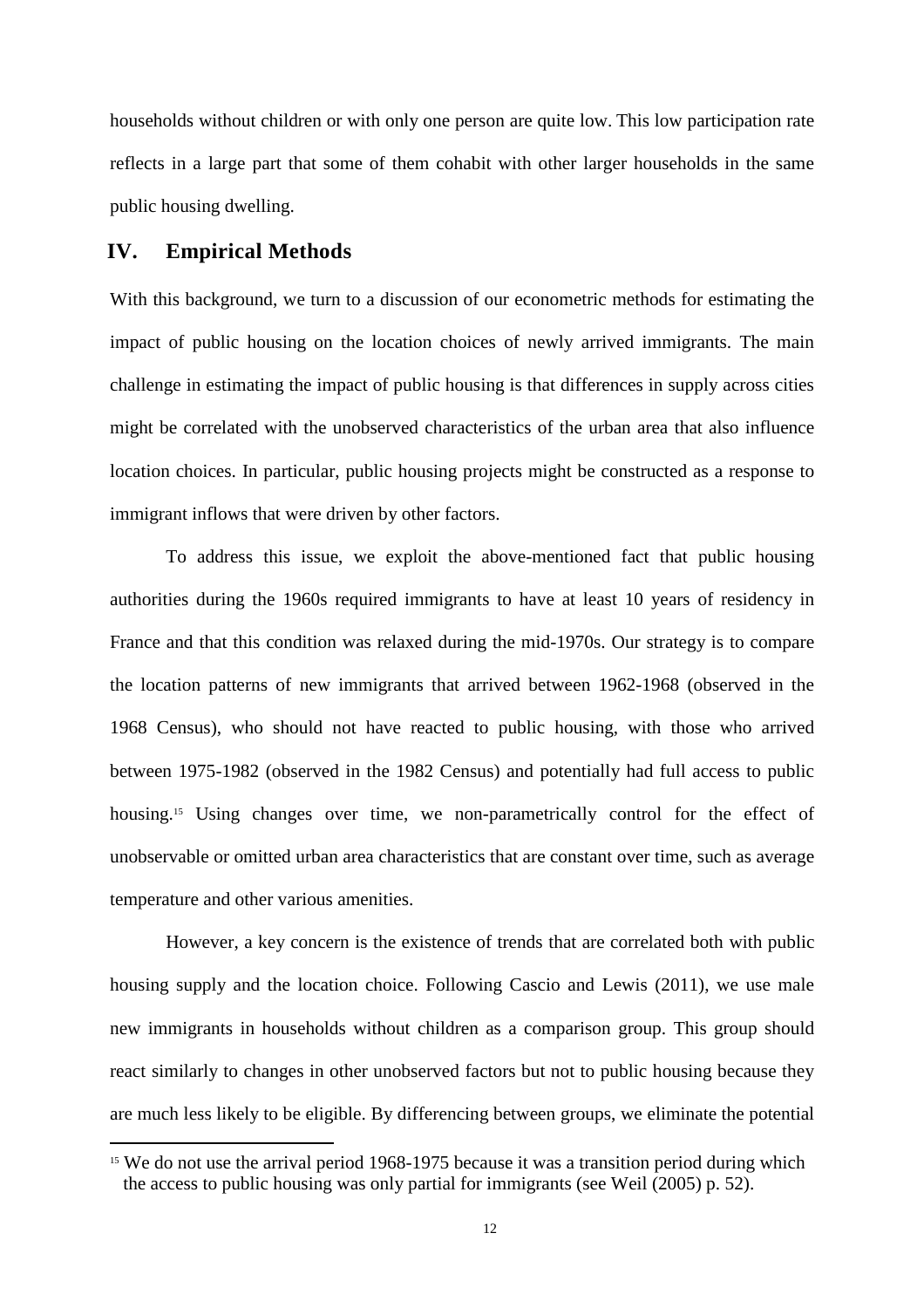households without children or with only one person are quite low. This low participation rate reflects in a large part that some of them cohabit with other larger households in the same public housing dwelling.

## IV. Empirical Methods

With this background, we turn to a discussion of our econometric methods for estimating the impact of public housing on the location choices of newly arrived immigrants. The main challenge in estimating the impact of public housing is that differences in supply across cities might be correlated with the unobserved characteristics of the urban area that also influence location choices. In particular, public housing projects might be constructed as a response to immigrant inflows that were driven by other factors.

To address this issue, we exploit the above-mentioned fact that public housing authorities during the 1960s required immigrants to have at least 10 years of residency in France and that this condition was relaxed during the mid-1970s. Our strategy is to compare the location patterns of new immigrants that arrived between 1962-1968 (observed in the 1968 Census), who should not have reacted to public housing, with those who arrived between 1975-1982 (observed in the 1982 Census) and potentially had full access to public housing.[15] Using changes over time, we non-parametrically control for the effect of unobservable or omitted urban area characteristics that are constant over time, such as average temperature and other various amenities.

However, a key concern is the existence of trends that are correlated both with public housing supply and the location choice. Following Cascio and Lewis (2011), we use male new immigrants in households without children as a comparison group. This group should react similarly to changes in other unobserved factors but not to public housing because they are much less likely to be eligible. By differencing between groups, we eliminate the potential

[15] We do not use the arrival period 1968-1975 because it was a transition period during which the access to public housing was only partial for immigrants (see Weil (2005) p. 52).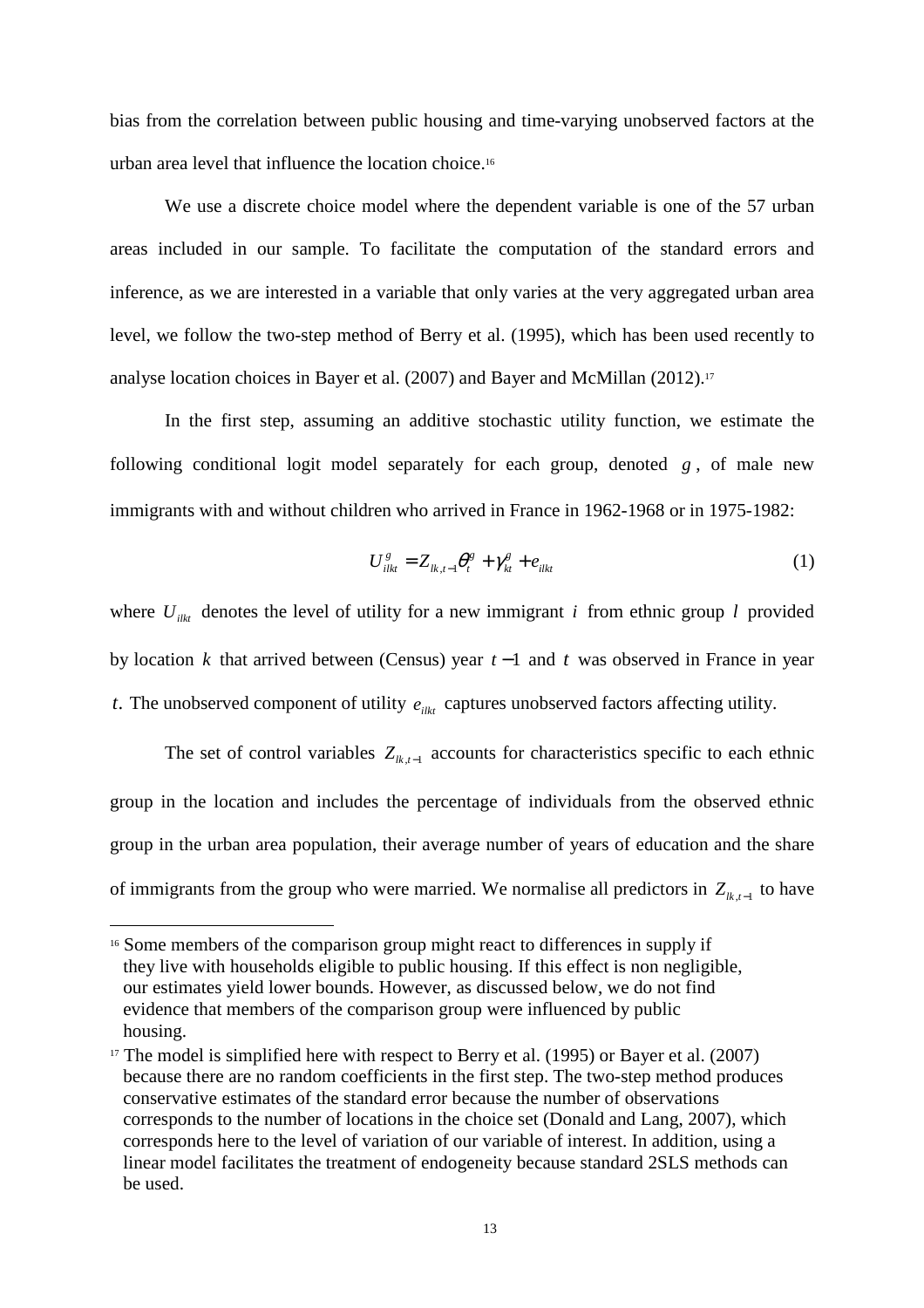bias from the correlation between public housing and time-varying unobserved factors at the urban area level that influence the location choice.[16]

We use a discrete choice model where the dependent variable is one of the 57 urban areas included in our sample. To facilitate the computation of the standard errors and inference, as we are interested in a variable that only varies at the very aggregated urban area level, we follow the two-step method of Berry et al. (1995), which has been used recently to analyse location choices in Bayer et al. (2007) and Bayer and McMillan (2012).[17]

In the first step, assuming an additive stochastic utility function, we estimate the following conditional logit model separately for each group, denoted $g$, of male new immigrants with and without children who arrived in France in 1962-1968 or in 1975-1982:

$$U_{ilkt}^{g} = Z_{lk,t-1}\theta_{t}^{g} + \gamma_{kt}^{g} + e_{ilkt} \tag{1}$$

where $U_{ilkt}$ denotes the level of utility for a new immigrant $i$ from ethnic group $l$ provided by location $k$ that arrived between (Census) year $t-1$ and $t$ was observed in France in year $t$. The unobserved component of utility $e_{ilkt}$ captures unobserved factors affecting utility.

The set of control variables $Z_{lk,t-1}$ accounts for characteristics specific to each ethnic group in the location and includes the percentage of individuals from the observed ethnic group in the urban area population, their average number of years of education and the share of immigrants from the group who were married. We normalise all predictors in $Z_{lk,t-1}$ to have

---

[16] Some members of the comparison group might react to differences in supply if they live with households eligible to public housing. If this effect is non negligible, our estimates yield lower bounds. However, as discussed below, we do not find evidence that members of the comparison group were influenced by public housing.

[17] The model is simplified here with respect to Berry et al. (1995) or Bayer et al. (2007) because there are no random coefficients in the first step. The two-step method produces conservative estimates of the standard error because the number of observations corresponds to the number of locations in the choice set (Donald and Lang, 2007), which corresponds here to the level of variation of our variable of interest. In addition, using a linear model facilitates the treatment of endogeneity because standard 2SLS methods can be used.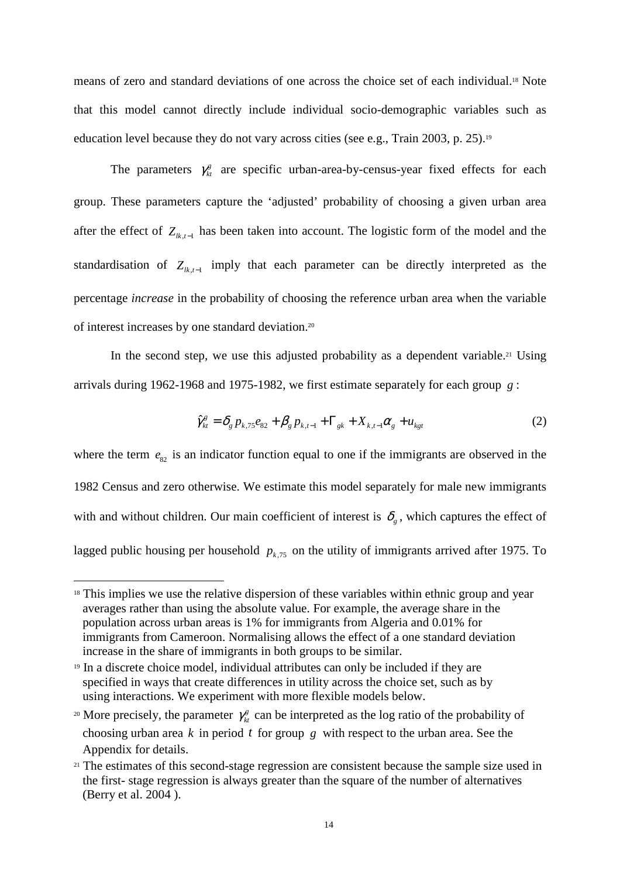means of zero and standard deviations of one across the choice set of each individual.[18] Note that this model cannot directly include individual socio-demographic variables such as education level because they do not vary across cities (see e.g., Train 2003, p. 25).[19]

The parameters $\gamma_{kt}^{g}$ are specific urban-area-by-census-year fixed effects for each group. These parameters capture the 'adjusted' probability of choosing a given urban area after the effect of $Z_{lk,t-1}$ has been taken into account. The logistic form of the model and the standardisation of $Z_{lk,t-1}$ imply that each parameter can be directly interpreted as the percentage *increase* in the probability of choosing the reference urban area when the variable of interest increases by one standard deviation.[20]

In the second step, we use this adjusted probability as a dependent variable.[21] Using arrivals during 1962-1968 and 1975-1982, we first estimate separately for each group $g$:

$$\hat{\gamma}_{kt}^{g} = \delta_g p_{k,75} e_{82} + \beta_g p_{k,t-1} + \Gamma_{gk} + X_{k,t-1}\alpha_g + u_{kgt} \tag{2}$$

where the term $e_{82}$ is an indicator function equal to one if the immigrants are observed in the 1982 Census and zero otherwise. We estimate this model separately for male new immigrants with and without children. Our main coefficient of interest is $\delta_g$, which captures the effect of lagged public housing per household $p_{k,75}$ on the utility of immigrants arrived after 1975. To

---

[18] This implies we use the relative dispersion of these variables within ethnic group and year averages rather than using the absolute value. For example, the average share in the population across urban areas is 1% for immigrants from Algeria and 0.01% for immigrants from Cameroon. Normalising allows the effect of a one standard deviation increase in the share of immigrants in both groups to be similar.

[19] In a discrete choice model, individual attributes can only be included if they are specified in ways that create differences in utility across the choice set, such as by using interactions. We experiment with more flexible models below.

[20] More precisely, the parameter $\gamma_{kt}^{g}$ can be interpreted as the log ratio of the probability of choosing urban area $k$ in period $t$ for group $g$ with respect to the urban area. See the Appendix for details.

[21] The estimates of this second-stage regression are consistent because the sample size used in the first- stage regression is always greater than the square of the number of alternatives (Berry et al. 2004 ).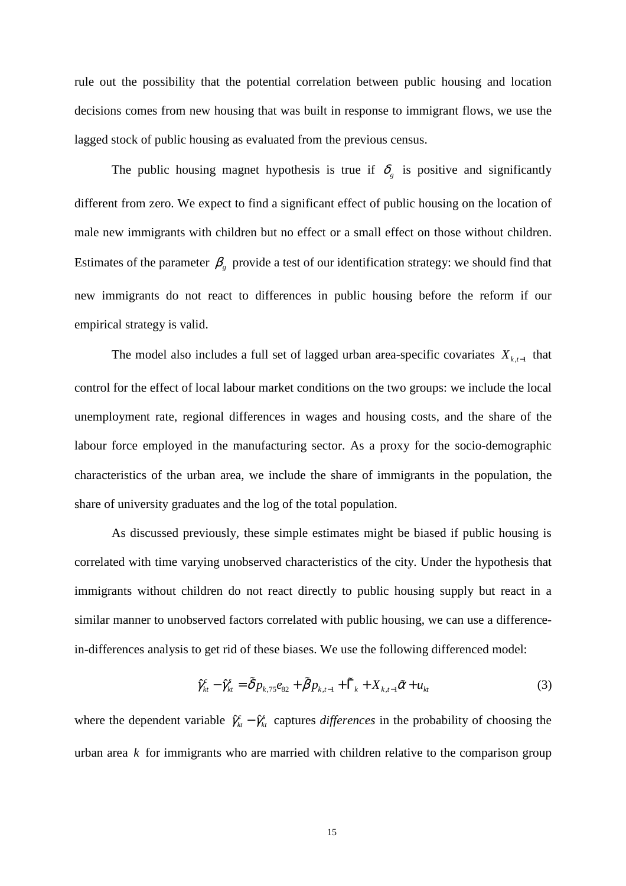rule out the possibility that the potential correlation between public housing and location decisions comes from new housing that was built in response to immigrant flows, we use the lagged stock of public housing as evaluated from the previous census.

The public housing magnet hypothesis is true if $\delta_g$ is positive and significantly different from zero. We expect to find a significant effect of public housing on the location of male new immigrants with children but no effect or a small effect on those without children. Estimates of the parameter $\beta_g$ provide a test of our identification strategy: we should find that new immigrants do not react to differences in public housing before the reform if our empirical strategy is valid.

The model also includes a full set of lagged urban area-specific covariates $X_{k,t-1}$ that control for the effect of local labour market conditions on the two groups: we include the local unemployment rate, regional differences in wages and housing costs, and the share of the labour force employed in the manufacturing sector. As a proxy for the socio-demographic characteristics of the urban area, we include the share of immigrants in the population, the share of university graduates and the log of the total population.

As discussed previously, these simple estimates might be biased if public housing is correlated with time varying unobserved characteristics of the city. Under the hypothesis that immigrants without children do not react directly to public housing supply but react in a similar manner to unobserved factors correlated with public housing, we can use a difference-in-differences analysis to get rid of these biases. We use the following differenced model:

$$\hat{\gamma}_{kt}^{c} - \hat{\gamma}_{kt}^{s} = \tilde{\delta} p_{k,75} e_{82} + \tilde{\beta} p_{k,t-1} + \tilde{\Gamma}_{k} + X_{k,t-1}\tilde{\alpha} + u_{kt} \tag{3}$$

where the dependent variable $\hat{\gamma}_{kt}^{c} - \hat{\gamma}_{kt}^{s}$ captures *differences* in the probability of choosing the urban area $k$ for immigrants who are married with children relative to the comparison group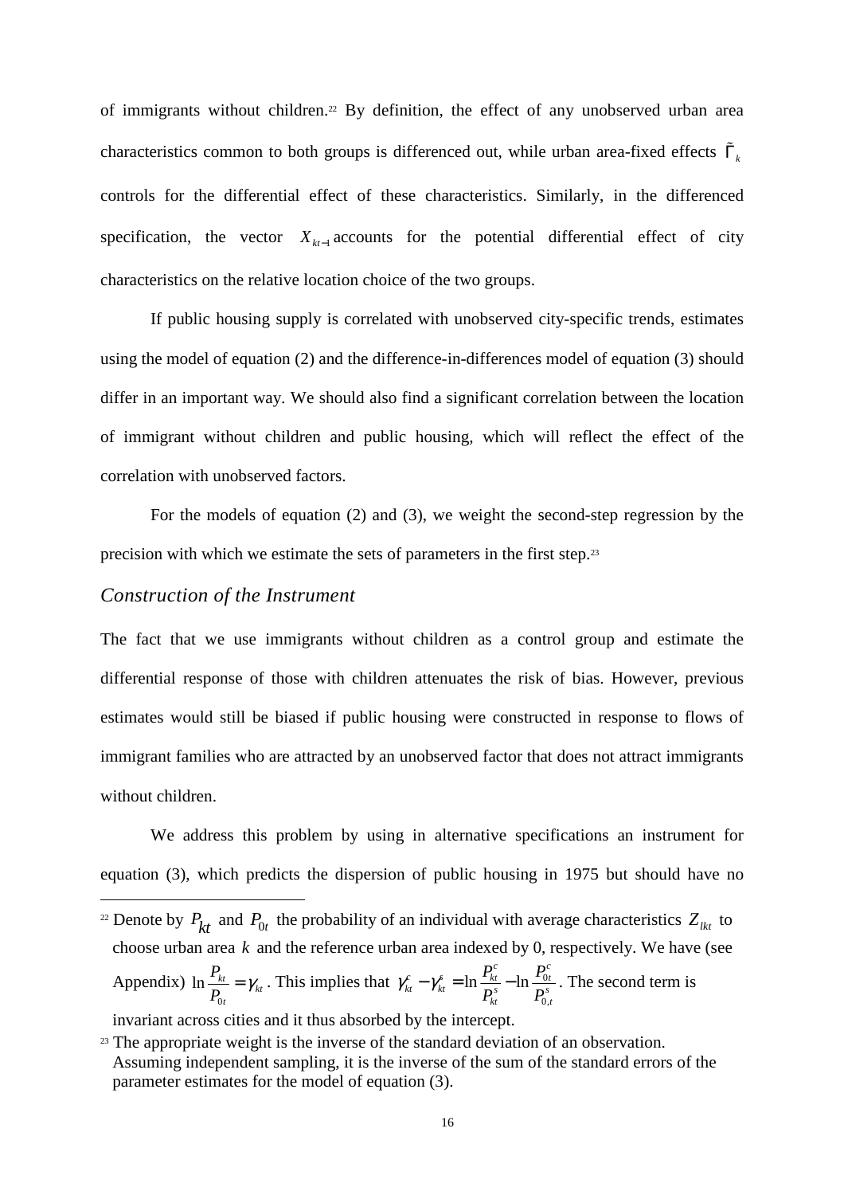of immigrants without children.[22] By definition, the effect of any unobserved urban area characteristics common to both groups is differenced out, while urban area-fixed effects $\tilde{\Gamma}_k$ controls for the differential effect of these characteristics. Similarly, in the differenced specification, the vector $X_{kt-1}$ accounts for the potential differential effect of city characteristics on the relative location choice of the two groups.

If public housing supply is correlated with unobserved city-specific trends, estimates using the model of equation (2) and the difference-in-differences model of equation (3) should differ in an important way. We should also find a significant correlation between the location of immigrant without children and public housing, which will reflect the effect of the correlation with unobserved factors.

For the models of equation (2) and (3), we weight the second-step regression by the precision with which we estimate the sets of parameters in the first step.[23]

### *Construction of the Instrument*

The fact that we use immigrants without children as a control group and estimate the differential response of those with children attenuates the risk of bias. However, previous estimates would still be biased if public housing were constructed in response to flows of immigrant families who are attracted by an unobserved factor that does not attract immigrants without children.

We address this problem by using in alternative specifications an instrument for equation (3), which predicts the dispersion of public housing in 1975 but should have no

---

[22] Denote by $P_{kt}$ and $P_{0t}$ the probability of an individual with average characteristics $Z_{lkt}$ to choose urban area $k$ and the reference urban area indexed by 0, respectively. We have (see Appendix) $\ln \frac{P_{kt}}{P_{0t}} = \gamma_{kt}$. This implies that $\gamma_{kt}^{c} - \gamma_{kt}^{s} = \ln \frac{P_{kt}^{c}}{P_{kt}^{s}} - \ln \frac{P_{0t}^{c}}{P_{0,t}^{s}}$. The second term is invariant across cities and it thus absorbed by the intercept.

[23] The appropriate weight is the inverse of the standard deviation of an observation. Assuming independent sampling, it is the inverse of the sum of the standard errors of the parameter estimates for the model of equation (3).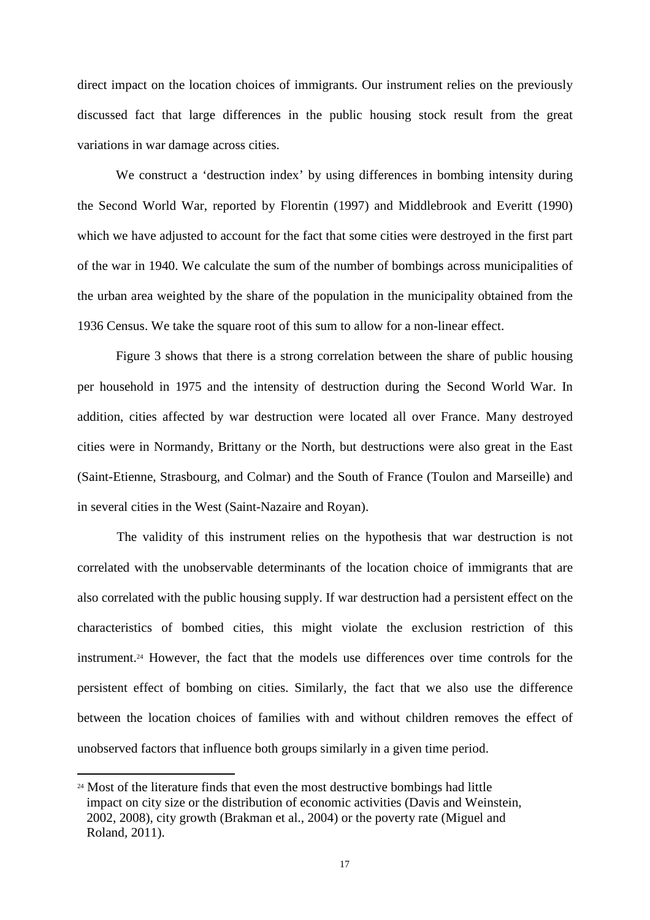direct impact on the location choices of immigrants. Our instrument relies on the previously discussed fact that large differences in the public housing stock result from the great variations in war damage across cities.

We construct a 'destruction index' by using differences in bombing intensity during the Second World War, reported by Florentin (1997) and Middlebrook and Everitt (1990) which we have adjusted to account for the fact that some cities were destroyed in the first part of the war in 1940. We calculate the sum of the number of bombings across municipalities of the urban area weighted by the share of the population in the municipality obtained from the 1936 Census. We take the square root of this sum to allow for a non-linear effect.

Figure 3 shows that there is a strong correlation between the share of public housing per household in 1975 and the intensity of destruction during the Second World War. In addition, cities affected by war destruction were located all over France. Many destroyed cities were in Normandy, Brittany or the North, but destructions were also great in the East (Saint-Etienne, Strasbourg, and Colmar) and the South of France (Toulon and Marseille) and in several cities in the West (Saint-Nazaire and Royan).

The validity of this instrument relies on the hypothesis that war destruction is not correlated with the unobservable determinants of the location choice of immigrants that are also correlated with the public housing supply. If war destruction had a persistent effect on the characteristics of bombed cities, this might violate the exclusion restriction of this instrument.[24] However, the fact that the models use differences over time controls for the persistent effect of bombing on cities. Similarly, the fact that we also use the difference between the location choices of families with and without children removes the effect of unobserved factors that influence both groups similarly in a given time period.

[24] Most of the literature finds that even the most destructive bombings had little impact on city size or the distribution of economic activities (Davis and Weinstein, 2002, 2008), city growth (Brakman et al., 2004) or the poverty rate (Miguel and Roland, 2011).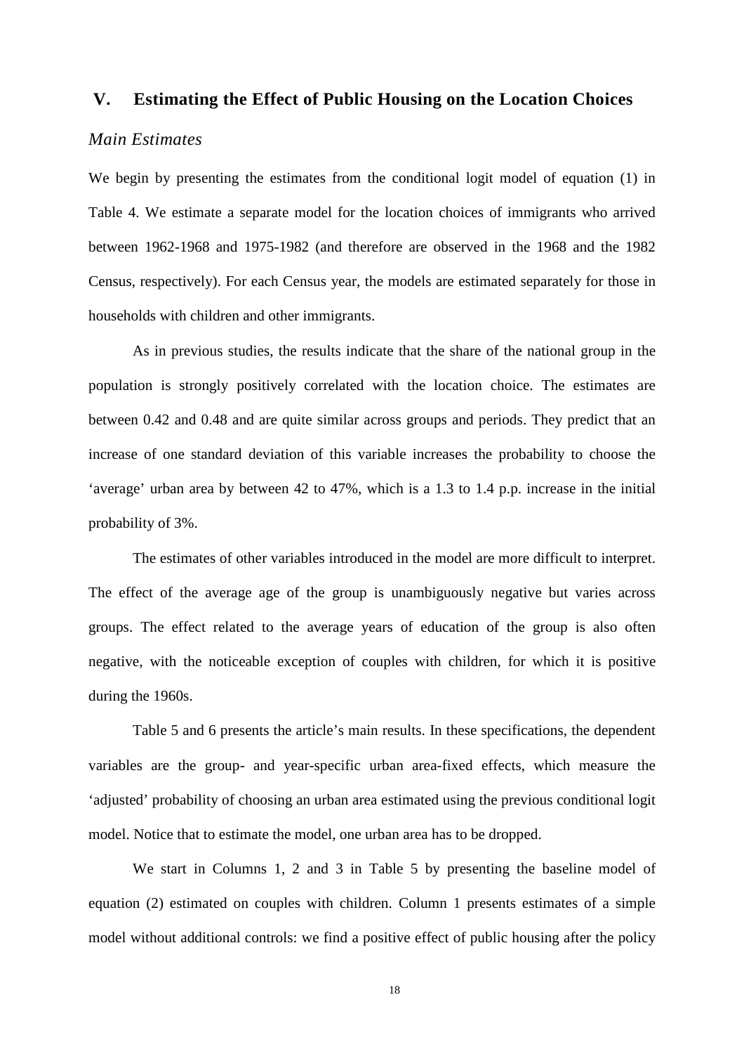## V. Estimating the Effect of Public Housing on the Location Choices

### *Main Estimates*

We begin by presenting the estimates from the conditional logit model of equation (1) in Table 4. We estimate a separate model for the location choices of immigrants who arrived between 1962-1968 and 1975-1982 (and therefore are observed in the 1968 and the 1982 Census, respectively). For each Census year, the models are estimated separately for those in households with children and other immigrants.

As in previous studies, the results indicate that the share of the national group in the population is strongly positively correlated with the location choice. The estimates are between 0.42 and 0.48 and are quite similar across groups and periods. They predict that an increase of one standard deviation of this variable increases the probability to choose the 'average' urban area by between 42 to 47%, which is a 1.3 to 1.4 p.p. increase in the initial probability of 3%.

The estimates of other variables introduced in the model are more difficult to interpret. The effect of the average age of the group is unambiguously negative but varies across groups. The effect related to the average years of education of the group is also often negative, with the noticeable exception of couples with children, for which it is positive during the 1960s.

Table 5 and 6 presents the article's main results. In these specifications, the dependent variables are the group- and year-specific urban area-fixed effects, which measure the 'adjusted' probability of choosing an urban area estimated using the previous conditional logit model. Notice that to estimate the model, one urban area has to be dropped.

We start in Columns 1, 2 and 3 in Table 5 by presenting the baseline model of equation (2) estimated on couples with children. Column 1 presents estimates of a simple model without additional controls: we find a positive effect of public housing after the policy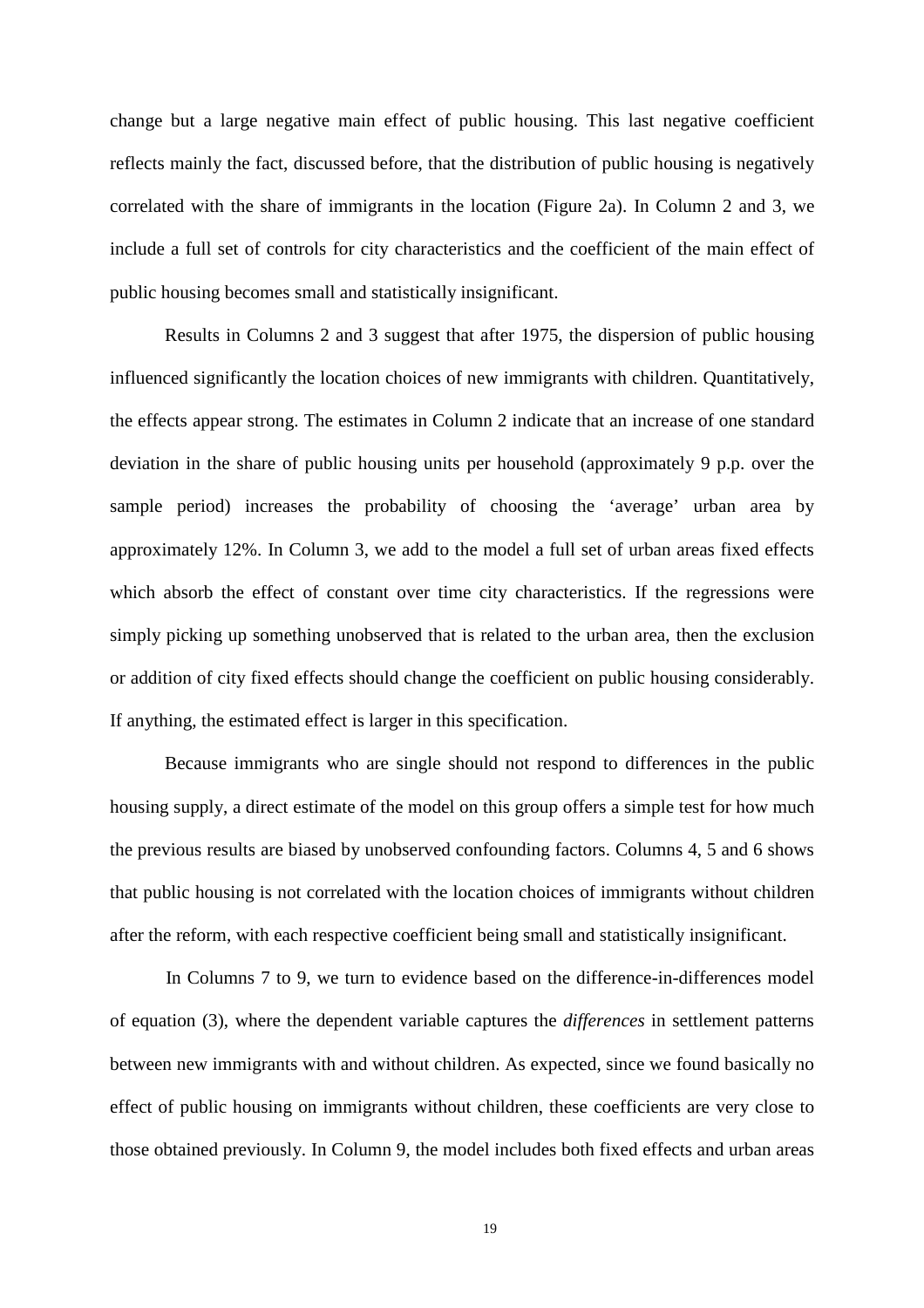change but a large negative main effect of public housing. This last negative coefficient reflects mainly the fact, discussed before, that the distribution of public housing is negatively correlated with the share of immigrants in the location (Figure 2a). In Column 2 and 3, we include a full set of controls for city characteristics and the coefficient of the main effect of public housing becomes small and statistically insignificant.

Results in Columns 2 and 3 suggest that after 1975, the dispersion of public housing influenced significantly the location choices of new immigrants with children. Quantitatively, the effects appear strong. The estimates in Column 2 indicate that an increase of one standard deviation in the share of public housing units per household (approximately 9 p.p. over the sample period) increases the probability of choosing the 'average' urban area by approximately 12%. In Column 3, we add to the model a full set of urban areas fixed effects which absorb the effect of constant over time city characteristics. If the regressions were simply picking up something unobserved that is related to the urban area, then the exclusion or addition of city fixed effects should change the coefficient on public housing considerably. If anything, the estimated effect is larger in this specification.

Because immigrants who are single should not respond to differences in the public housing supply, a direct estimate of the model on this group offers a simple test for how much the previous results are biased by unobserved confounding factors. Columns 4, 5 and 6 shows that public housing is not correlated with the location choices of immigrants without children after the reform, with each respective coefficient being small and statistically insignificant.

In Columns 7 to 9, we turn to evidence based on the difference-in-differences model of equation (3), where the dependent variable captures the *differences* in settlement patterns between new immigrants with and without children. As expected, since we found basically no effect of public housing on immigrants without children, these coefficients are very close to those obtained previously. In Column 9, the model includes both fixed effects and urban areas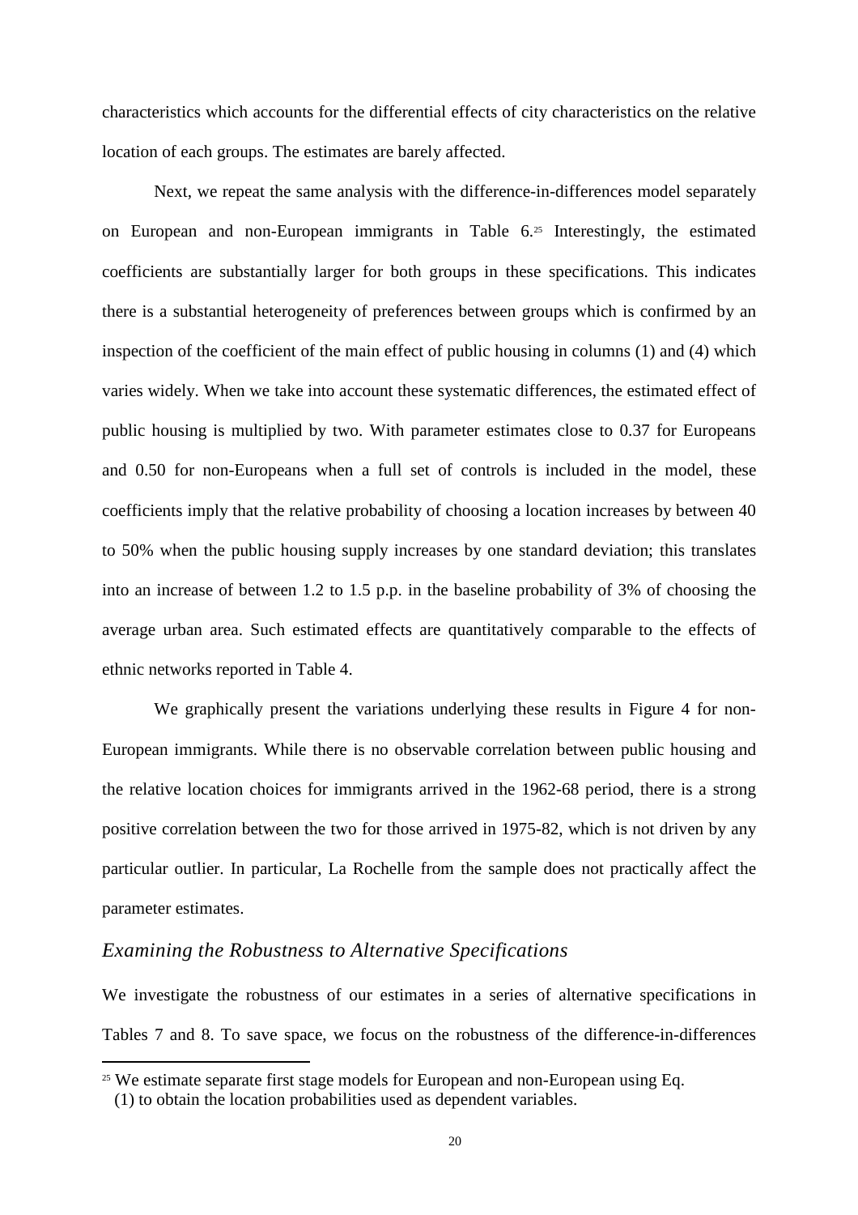characteristics which accounts for the differential effects of city characteristics on the relative location of each groups. The estimates are barely affected.

Next, we repeat the same analysis with the difference-in-differences model separately on European and non-European immigrants in Table 6.[25] Interestingly, the estimated coefficients are substantially larger for both groups in these specifications. This indicates there is a substantial heterogeneity of preferences between groups which is confirmed by an inspection of the coefficient of the main effect of public housing in columns (1) and (4) which varies widely. When we take into account these systematic differences, the estimated effect of public housing is multiplied by two. With parameter estimates close to 0.37 for Europeans and 0.50 for non-Europeans when a full set of controls is included in the model, these coefficients imply that the relative probability of choosing a location increases by between 40 to 50% when the public housing supply increases by one standard deviation; this translates into an increase of between 1.2 to 1.5 p.p. in the baseline probability of 3% of choosing the average urban area. Such estimated effects are quantitatively comparable to the effects of ethnic networks reported in Table 4.

We graphically present the variations underlying these results in Figure 4 for non-European immigrants. While there is no observable correlation between public housing and the relative location choices for immigrants arrived in the 1962-68 period, there is a strong positive correlation between the two for those arrived in 1975-82, which is not driven by any particular outlier. In particular, La Rochelle from the sample does not practically affect the parameter estimates.

### *Examining the Robustness to Alternative Specifications*

We investigate the robustness of our estimates in a series of alternative specifications in Tables 7 and 8. To save space, we focus on the robustness of the difference-in-differences

[25] We estimate separate first stage models for European and non-European using Eq. (1) to obtain the location probabilities used as dependent variables.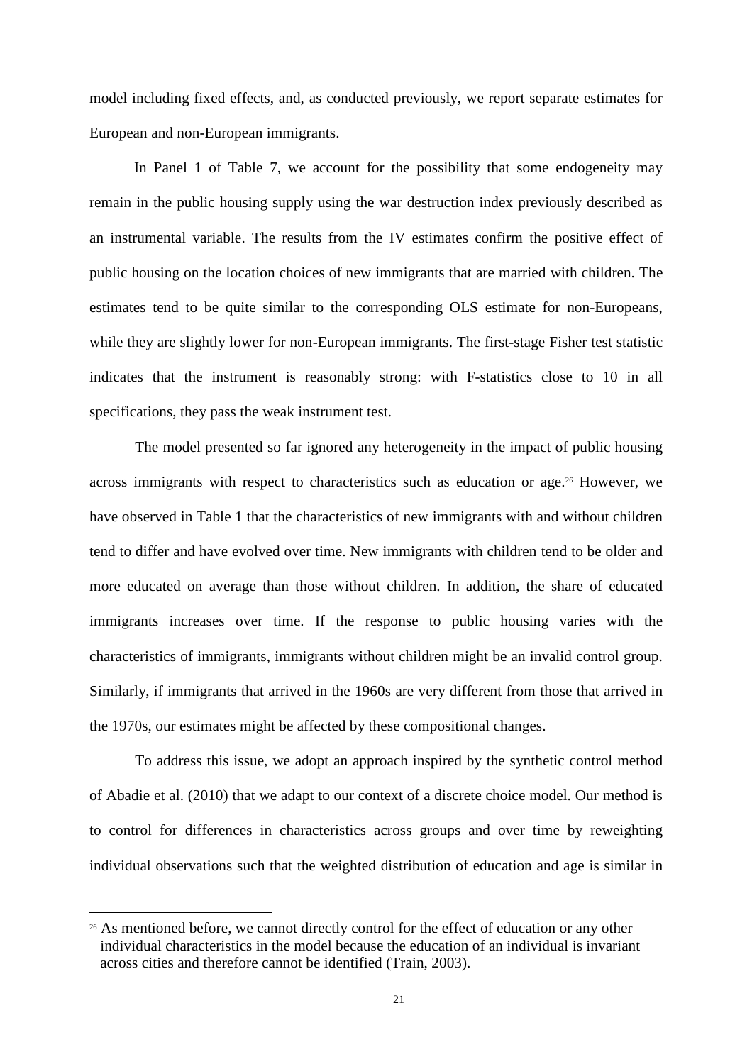model including fixed effects, and, as conducted previously, we report separate estimates for European and non-European immigrants.

In Panel 1 of Table 7, we account for the possibility that some endogeneity may remain in the public housing supply using the war destruction index previously described as an instrumental variable. The results from the IV estimates confirm the positive effect of public housing on the location choices of new immigrants that are married with children. The estimates tend to be quite similar to the corresponding OLS estimate for non-Europeans, while they are slightly lower for non-European immigrants. The first-stage Fisher test statistic indicates that the instrument is reasonably strong: with F-statistics close to 10 in all specifications, they pass the weak instrument test.

The model presented so far ignored any heterogeneity in the impact of public housing across immigrants with respect to characteristics such as education or age.[26] However, we have observed in Table 1 that the characteristics of new immigrants with and without children tend to differ and have evolved over time. New immigrants with children tend to be older and more educated on average than those without children. In addition, the share of educated immigrants increases over time. If the response to public housing varies with the characteristics of immigrants, immigrants without children might be an invalid control group. Similarly, if immigrants that arrived in the 1960s are very different from those that arrived in the 1970s, our estimates might be affected by these compositional changes.

To address this issue, we adopt an approach inspired by the synthetic control method of Abadie et al. (2010) that we adapt to our context of a discrete choice model. Our method is to control for differences in characteristics across groups and over time by reweighting individual observations such that the weighted distribution of education and age is similar in

[26] As mentioned before, we cannot directly control for the effect of education or any other individual characteristics in the model because the education of an individual is invariant across cities and therefore cannot be identified (Train, 2003).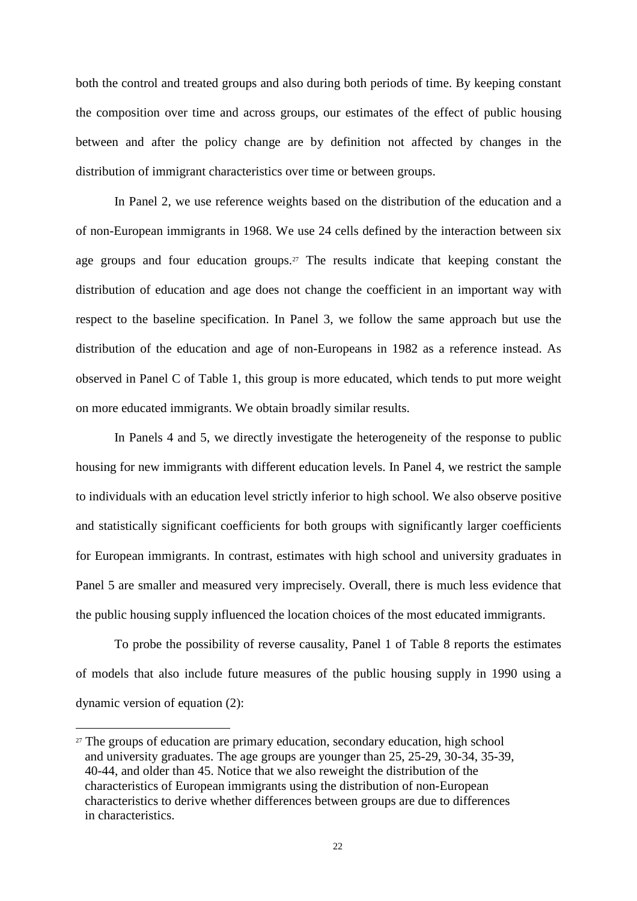both the control and treated groups and also during both periods of time. By keeping constant the composition over time and across groups, our estimates of the effect of public housing between and after the policy change are by definition not affected by changes in the distribution of immigrant characteristics over time or between groups.

In Panel 2, we use reference weights based on the distribution of the education and a of non-European immigrants in 1968. We use 24 cells defined by the interaction between six age groups and four education groups.[27] The results indicate that keeping constant the distribution of education and age does not change the coefficient in an important way with respect to the baseline specification. In Panel 3, we follow the same approach but use the distribution of the education and age of non-Europeans in 1982 as a reference instead. As observed in Panel C of Table 1, this group is more educated, which tends to put more weight on more educated immigrants. We obtain broadly similar results.

In Panels 4 and 5, we directly investigate the heterogeneity of the response to public housing for new immigrants with different education levels. In Panel 4, we restrict the sample to individuals with an education level strictly inferior to high school. We also observe positive and statistically significant coefficients for both groups with significantly larger coefficients for European immigrants. In contrast, estimates with high school and university graduates in Panel 5 are smaller and measured very imprecisely. Overall, there is much less evidence that the public housing supply influenced the location choices of the most educated immigrants.

To probe the possibility of reverse causality, Panel 1 of Table 8 reports the estimates of models that also include future measures of the public housing supply in 1990 using a dynamic version of equation (2):

[27] The groups of education are primary education, secondary education, high school and university graduates. The age groups are younger than 25, 25-29, 30-34, 35-39, 40-44, and older than 45. Notice that we also reweight the distribution of the characteristics of European immigrants using the distribution of non-European characteristics to derive whether differences between groups are due to differences in characteristics.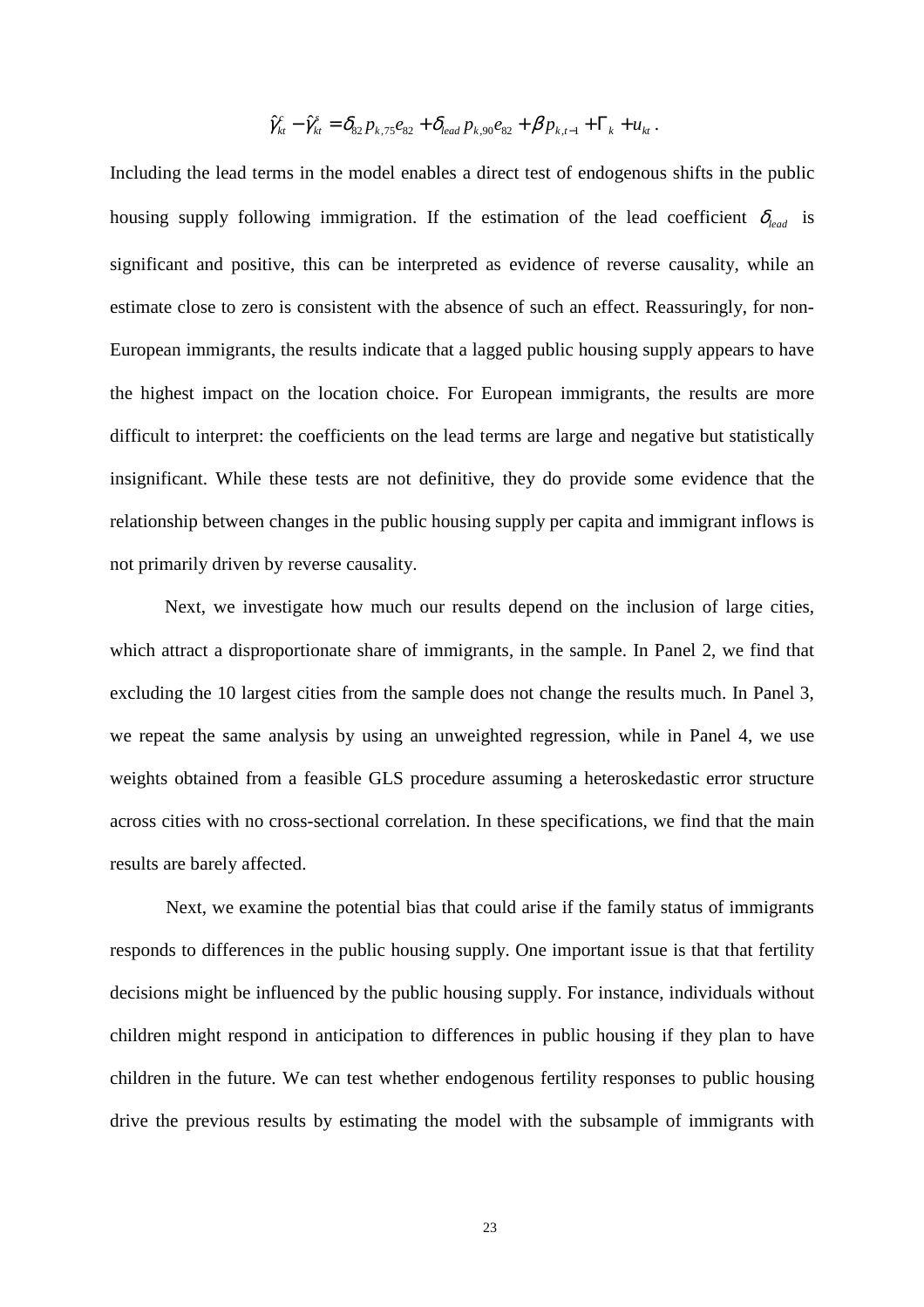$$\hat{\gamma}^{c}_{kt} - \hat{\gamma}^{s}_{kt} = \delta_{82} p_{k,75} e_{82} + \delta_{lead} p_{k,90} e_{82} + \beta p_{k,t-1} + \Gamma_{k} + u_{kt} .$$

Including the lead terms in the model enables a direct test of endogenous shifts in the public housing supply following immigration. If the estimation of the lead coefficient $\delta_{lead}$ is significant and positive, this can be interpreted as evidence of reverse causality, while an estimate close to zero is consistent with the absence of such an effect. Reassuringly, for non-European immigrants, the results indicate that a lagged public housing supply appears to have the highest impact on the location choice. For European immigrants, the results are more difficult to interpret: the coefficients on the lead terms are large and negative but statistically insignificant. While these tests are not definitive, they do provide some evidence that the relationship between changes in the public housing supply per capita and immigrant inflows is not primarily driven by reverse causality.

Next, we investigate how much our results depend on the inclusion of large cities, which attract a disproportionate share of immigrants, in the sample. In Panel 2, we find that excluding the 10 largest cities from the sample does not change the results much. In Panel 3, we repeat the same analysis by using an unweighted regression, while in Panel 4, we use weights obtained from a feasible GLS procedure assuming a heteroskedastic error structure across cities with no cross-sectional correlation. In these specifications, we find that the main results are barely affected.

Next, we examine the potential bias that could arise if the family status of immigrants responds to differences in the public housing supply. One important issue is that that fertility decisions might be influenced by the public housing supply. For instance, individuals without children might respond in anticipation to differences in public housing if they plan to have children in the future. We can test whether endogenous fertility responses to public housing drive the previous results by estimating the model with the subsample of immigrants with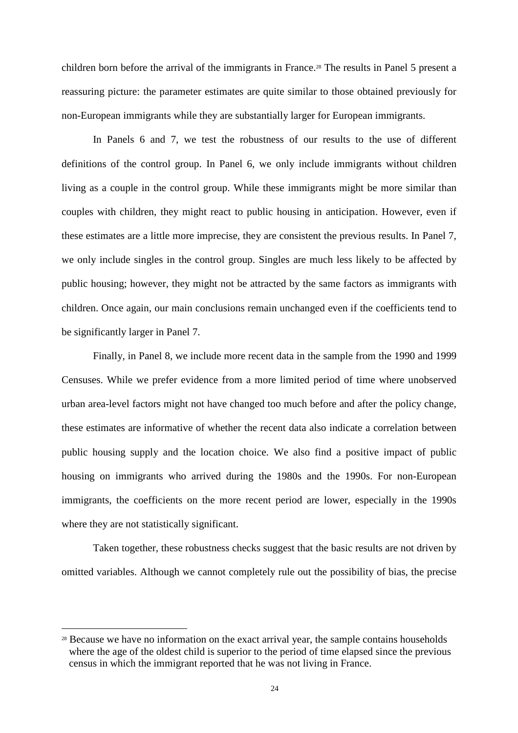children born before the arrival of the immigrants in France.[28] The results in Panel 5 present a reassuring picture: the parameter estimates are quite similar to those obtained previously for non-European immigrants while they are substantially larger for European immigrants.

In Panels 6 and 7, we test the robustness of our results to the use of different definitions of the control group. In Panel 6, we only include immigrants without children living as a couple in the control group. While these immigrants might be more similar than couples with children, they might react to public housing in anticipation. However, even if these estimates are a little more imprecise, they are consistent the previous results. In Panel 7, we only include singles in the control group. Singles are much less likely to be affected by public housing; however, they might not be attracted by the same factors as immigrants with children. Once again, our main conclusions remain unchanged even if the coefficients tend to be significantly larger in Panel 7.

Finally, in Panel 8, we include more recent data in the sample from the 1990 and 1999 Censuses. While we prefer evidence from a more limited period of time where unobserved urban area-level factors might not have changed too much before and after the policy change, these estimates are informative of whether the recent data also indicate a correlation between public housing supply and the location choice. We also find a positive impact of public housing on immigrants who arrived during the 1980s and the 1990s. For non-European immigrants, the coefficients on the more recent period are lower, especially in the 1990s where they are not statistically significant.

Taken together, these robustness checks suggest that the basic results are not driven by omitted variables. Although we cannot completely rule out the possibility of bias, the precise

[28] Because we have no information on the exact arrival year, the sample contains households where the age of the oldest child is superior to the period of time elapsed since the previous census in which the immigrant reported that he was not living in France.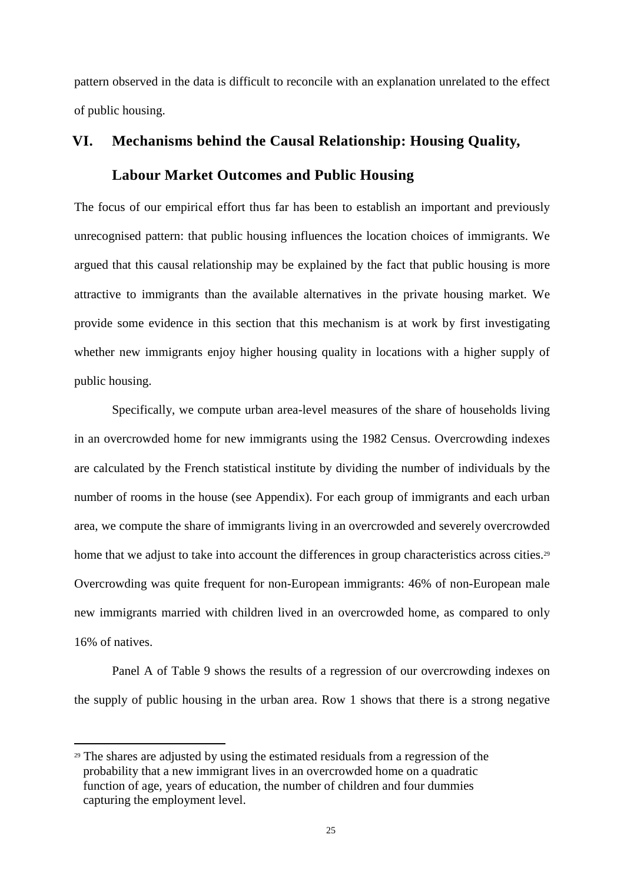pattern observed in the data is difficult to reconcile with an explanation unrelated to the effect of public housing.

## VI. Mechanisms behind the Causal Relationship: Housing Quality, Labour Market Outcomes and Public Housing

The focus of our empirical effort thus far has been to establish an important and previously unrecognised pattern: that public housing influences the location choices of immigrants. We argued that this causal relationship may be explained by the fact that public housing is more attractive to immigrants than the available alternatives in the private housing market. We provide some evidence in this section that this mechanism is at work by first investigating whether new immigrants enjoy higher housing quality in locations with a higher supply of public housing.

Specifically, we compute urban area-level measures of the share of households living in an overcrowded home for new immigrants using the 1982 Census. Overcrowding indexes are calculated by the French statistical institute by dividing the number of individuals by the number of rooms in the house (see Appendix). For each group of immigrants and each urban area, we compute the share of immigrants living in an overcrowded and severely overcrowded home that we adjust to take into account the differences in group characteristics across cities.[29] Overcrowding was quite frequent for non-European immigrants: 46% of non-European male new immigrants married with children lived in an overcrowded home, as compared to only 16% of natives.

Panel A of Table 9 shows the results of a regression of our overcrowding indexes on the supply of public housing in the urban area. Row 1 shows that there is a strong negative

[29] The shares are adjusted by using the estimated residuals from a regression of the probability that a new immigrant lives in an overcrowded home on a quadratic function of age, years of education, the number of children and four dummies capturing the employment level.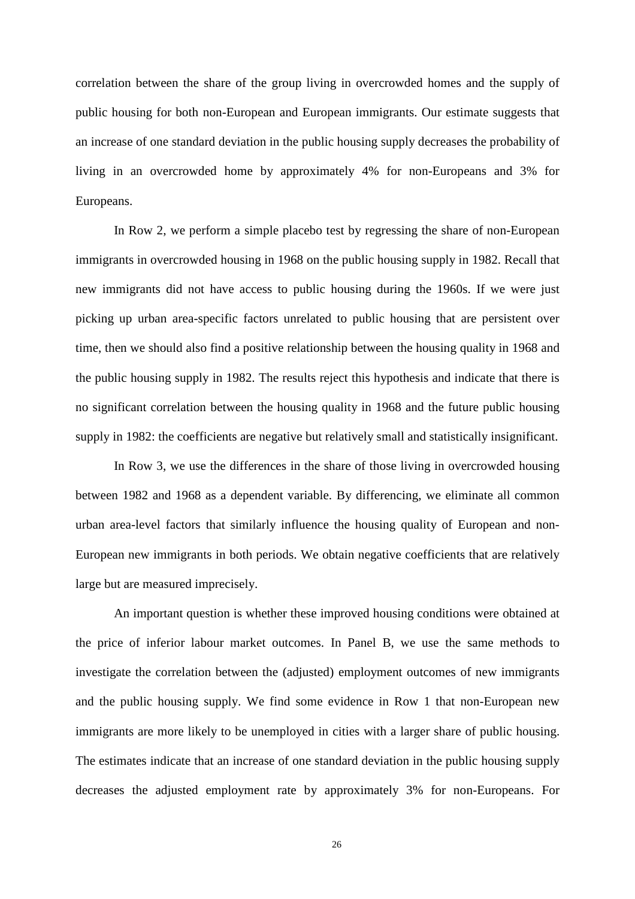correlation between the share of the group living in overcrowded homes and the supply of public housing for both non-European and European immigrants. Our estimate suggests that an increase of one standard deviation in the public housing supply decreases the probability of living in an overcrowded home by approximately 4% for non-Europeans and 3% for Europeans.

In Row 2, we perform a simple placebo test by regressing the share of non-European immigrants in overcrowded housing in 1968 on the public housing supply in 1982. Recall that new immigrants did not have access to public housing during the 1960s. If we were just picking up urban area-specific factors unrelated to public housing that are persistent over time, then we should also find a positive relationship between the housing quality in 1968 and the public housing supply in 1982. The results reject this hypothesis and indicate that there is no significant correlation between the housing quality in 1968 and the future public housing supply in 1982: the coefficients are negative but relatively small and statistically insignificant.

In Row 3, we use the differences in the share of those living in overcrowded housing between 1982 and 1968 as a dependent variable. By differencing, we eliminate all common urban area-level factors that similarly influence the housing quality of European and non-European new immigrants in both periods. We obtain negative coefficients that are relatively large but are measured imprecisely.

An important question is whether these improved housing conditions were obtained at the price of inferior labour market outcomes. In Panel B, we use the same methods to investigate the correlation between the (adjusted) employment outcomes of new immigrants and the public housing supply. We find some evidence in Row 1 that non-European new immigrants are more likely to be unemployed in cities with a larger share of public housing. The estimates indicate that an increase of one standard deviation in the public housing supply decreases the adjusted employment rate by approximately 3% for non-Europeans. For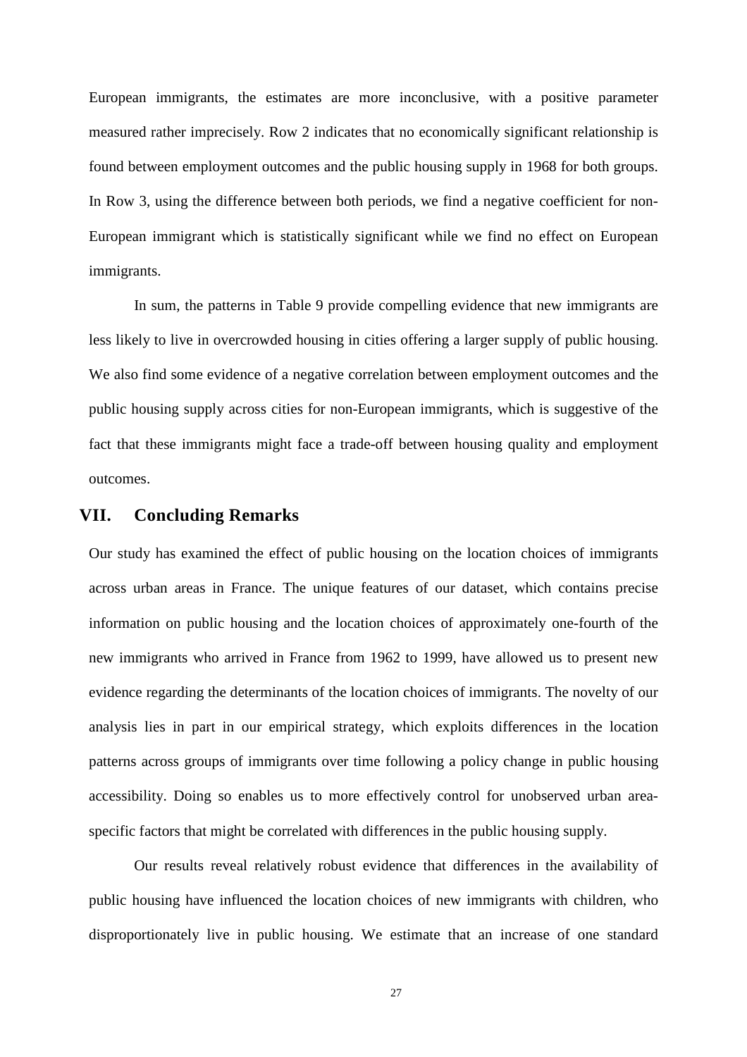European immigrants, the estimates are more inconclusive, with a positive parameter measured rather imprecisely. Row 2 indicates that no economically significant relationship is found between employment outcomes and the public housing supply in 1968 for both groups. In Row 3, using the difference between both periods, we find a negative coefficient for non-European immigrant which is statistically significant while we find no effect on European immigrants.

In sum, the patterns in Table 9 provide compelling evidence that new immigrants are less likely to live in overcrowded housing in cities offering a larger supply of public housing. We also find some evidence of a negative correlation between employment outcomes and the public housing supply across cities for non-European immigrants, which is suggestive of the fact that these immigrants might face a trade-off between housing quality and employment outcomes.

## VII. Concluding Remarks

Our study has examined the effect of public housing on the location choices of immigrants across urban areas in France. The unique features of our dataset, which contains precise information on public housing and the location choices of approximately one-fourth of the new immigrants who arrived in France from 1962 to 1999, have allowed us to present new evidence regarding the determinants of the location choices of immigrants. The novelty of our analysis lies in part in our empirical strategy, which exploits differences in the location patterns across groups of immigrants over time following a policy change in public housing accessibility. Doing so enables us to more effectively control for unobserved urban area-specific factors that might be correlated with differences in the public housing supply.

Our results reveal relatively robust evidence that differences in the availability of public housing have influenced the location choices of new immigrants with children, who disproportionately live in public housing. We estimate that an increase of one standard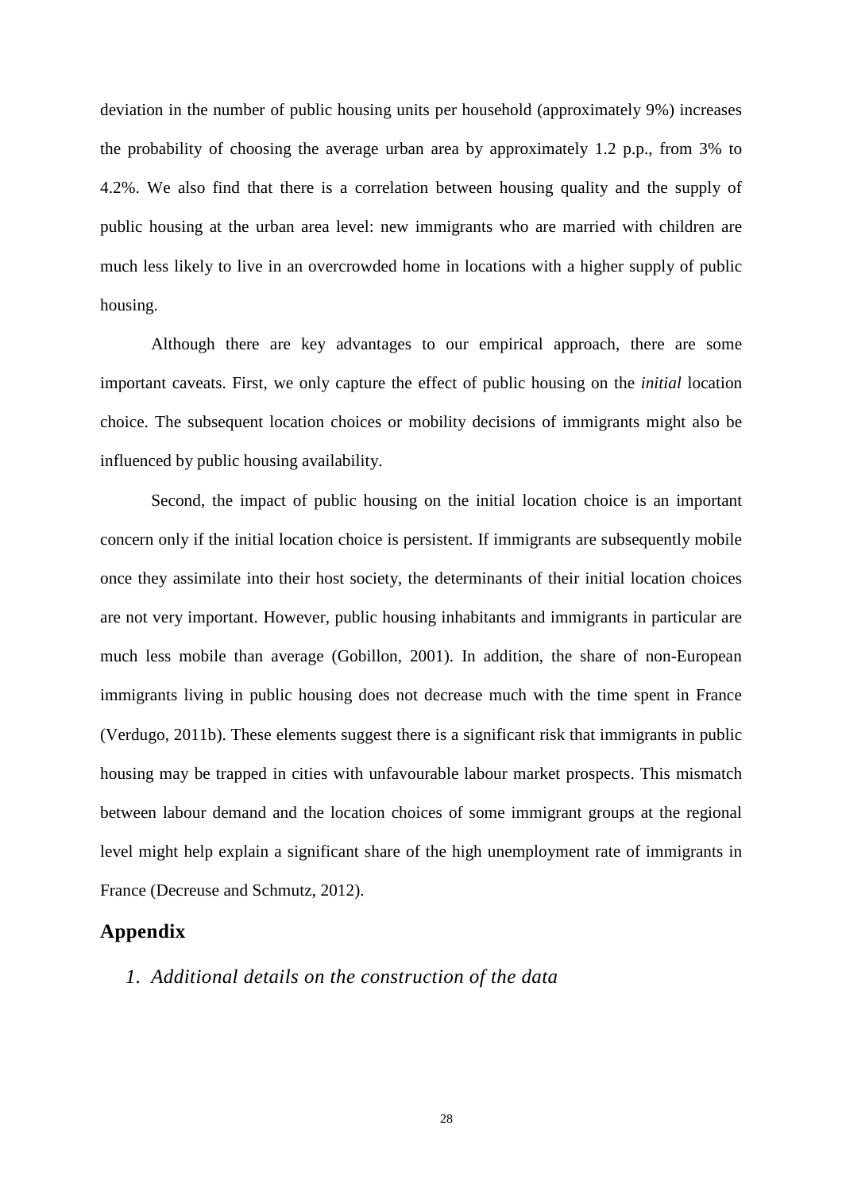deviation in the number of public housing units per household (approximately 9%) increases the probability of choosing the average urban area by approximately 1.2 p.p., from 3% to 4.2%. We also find that there is a correlation between housing quality and the supply of public housing at the urban area level: new immigrants who are married with children are much less likely to live in an overcrowded home in locations with a higher supply of public housing.

Although there are key advantages to our empirical approach, there are some important caveats. First, we only capture the effect of public housing on the *initial* location choice. The subsequent location choices or mobility decisions of immigrants might also be influenced by public housing availability.

Second, the impact of public housing on the initial location choice is an important concern only if the initial location choice is persistent. If immigrants are subsequently mobile once they assimilate into their host society, the determinants of their initial location choices are not very important. However, public housing inhabitants and immigrants in particular are much less mobile than average (Gobillon, 2001). In addition, the share of non-European immigrants living in public housing does not decrease much with the time spent in France (Verdugo, 2011b). These elements suggest there is a significant risk that immigrants in public housing may be trapped in cities with unfavourable labour market prospects. This mismatch between labour demand and the location choices of some immigrant groups at the regional level might help explain a significant share of the high unemployment rate of immigrants in France (Decreuse and Schmutz, 2012).

## Appendix

### *1. Additional details on the construction of the data*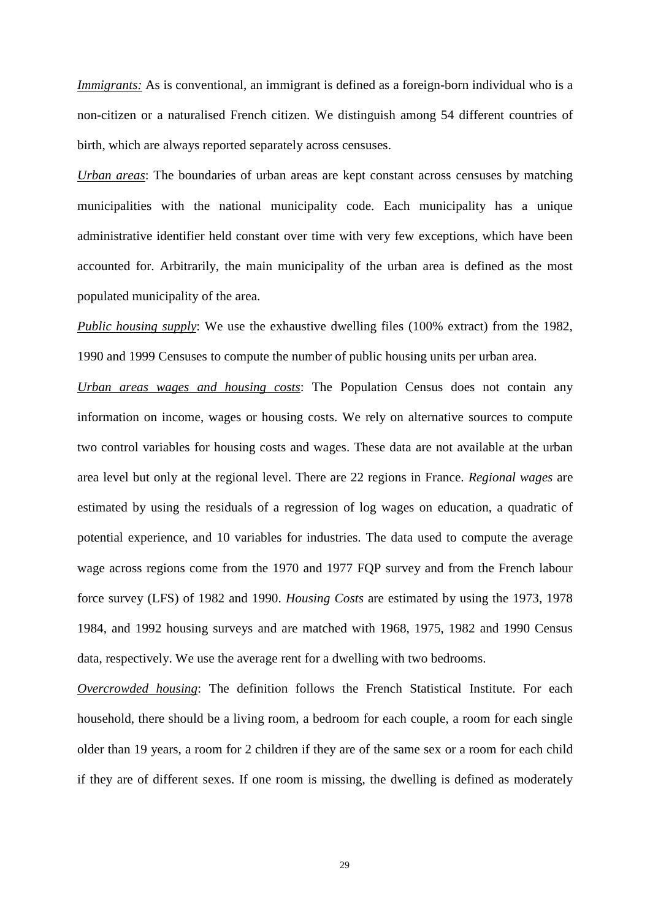*Immigrants:* As is conventional, an immigrant is defined as a foreign-born individual who is a non-citizen or a naturalised French citizen. We distinguish among 54 different countries of birth, which are always reported separately across censuses.

*Urban areas*: The boundaries of urban areas are kept constant across censuses by matching municipalities with the national municipality code. Each municipality has a unique administrative identifier held constant over time with very few exceptions, which have been accounted for. Arbitrarily, the main municipality of the urban area is defined as the most populated municipality of the area.

*Public housing supply*: We use the exhaustive dwelling files (100% extract) from the 1982, 1990 and 1999 Censuses to compute the number of public housing units per urban area.

*Urban areas wages and housing costs*: The Population Census does not contain any information on income, wages or housing costs. We rely on alternative sources to compute two control variables for housing costs and wages. These data are not available at the urban area level but only at the regional level. There are 22 regions in France. *Regional wages* are estimated by using the residuals of a regression of log wages on education, a quadratic of potential experience, and 10 variables for industries. The data used to compute the average wage across regions come from the 1970 and 1977 FQP survey and from the French labour force survey (LFS) of 1982 and 1990. *Housing Costs* are estimated by using the 1973, 1978 1984, and 1992 housing surveys and are matched with 1968, 1975, 1982 and 1990 Census data, respectively. We use the average rent for a dwelling with two bedrooms.

*Overcrowded housing*: The definition follows the French Statistical Institute. For each household, there should be a living room, a bedroom for each couple, a room for each single older than 19 years, a room for 2 children if they are of the same sex or a room for each child if they are of different sexes. If one room is missing, the dwelling is defined as moderately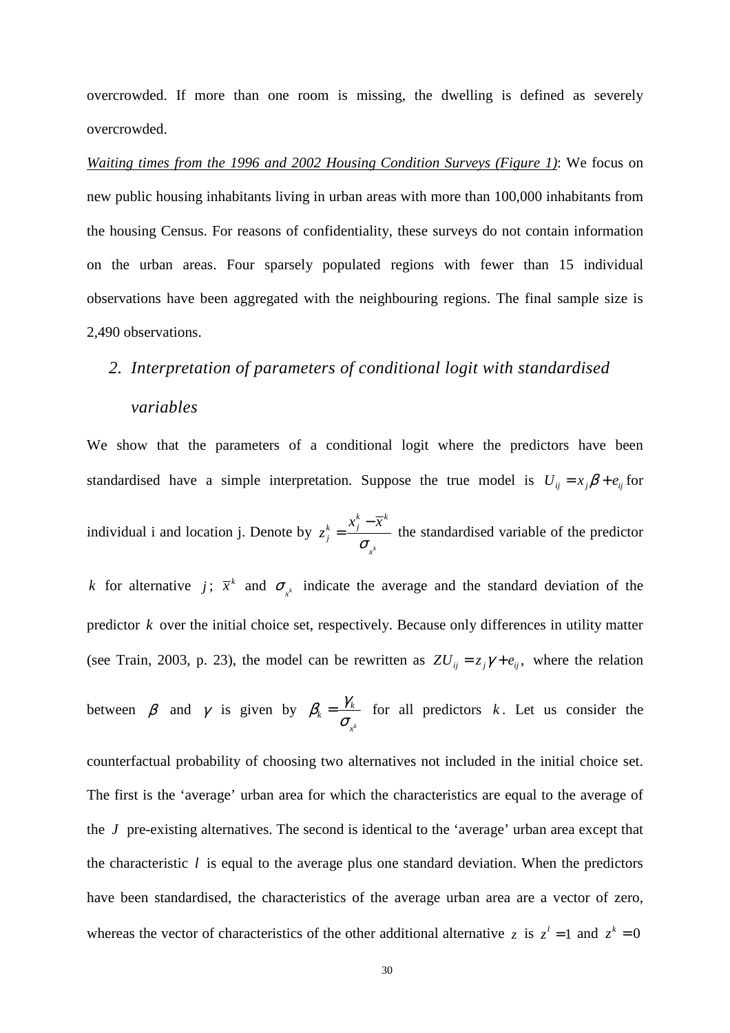overcrowded. If more than one room is missing, the dwelling is defined as severely overcrowded.

_Waiting times from the 1996 and 2002 Housing Condition Surveys (Figure 1)_: We focus on new public housing inhabitants living in urban areas with more than 100,000 inhabitants from the housing Census. For reasons of confidentiality, these surveys do not contain information on the urban areas. Four sparsely populated regions with fewer than 15 individual observations have been aggregated with the neighbouring regions. The final sample size is 2,490 observations.

## 2. *Interpretation of parameters of conditional logit with standardised variables*

We show that the parameters of a conditional logit where the predictors have been standardised have a simple interpretation. Suppose the true model is $U_{ij} = x_j \beta + e_{ij}$ for individual i and location j. Denote by $z_j^k = \dfrac{x_j^k - \overline{x}^k}{\sigma_{x^k}}$ the standardised variable of the predictor $k$ for alternative $j$; $\overline{x}^k$ and $\sigma_{x^k}$ indicate the average and the standard deviation of the predictor $k$ over the initial choice set, respectively. Because only differences in utility matter (see Train, 2003, p. 23), the model can be rewritten as $ZU_{ij} = z_j \gamma + e_{ij}$, where the relation between $\beta$ and $\gamma$ is given by $\beta_k = \dfrac{\gamma_k}{\sigma_{x^k}}$ for all predictors $k$. Let us consider the counterfactual probability of choosing two alternatives not included in the initial choice set. The first is the 'average' urban area for which the characteristics are equal to the average of the $J$ pre-existing alternatives. The second is identical to the 'average' urban area except that the characteristic $l$ is equal to the average plus one standard deviation. When the predictors have been standardised, the characteristics of the average urban area are a vector of zero, whereas the vector of characteristics of the other additional alternative $z$ is $z^l = 1$ and $z^k = 0$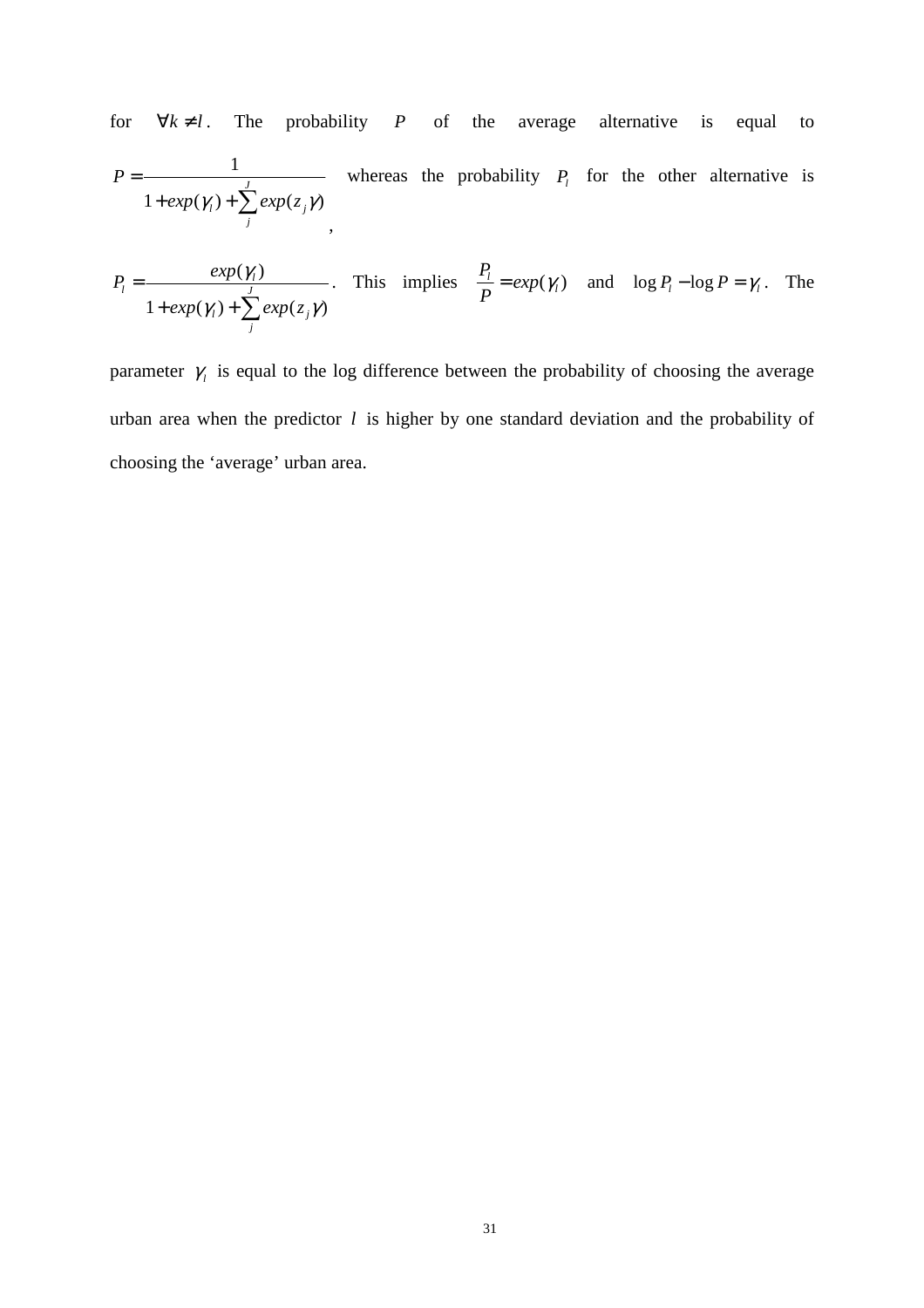for $\forall k \neq l$. The probability $P$ of the average alternative is equal to $P = \dfrac{1}{1 + exp(\gamma_l) + \sum_j^J exp(z_j \gamma)}$, whereas the probability $P_l$ for the other alternative is

$P_l = \dfrac{exp(\gamma_l)}{1 + exp(\gamma_l) + \sum_j^J exp(z_j \gamma)}$. This implies $\dfrac{P_l}{P} = exp(\gamma_l)$ and $\log P_l - \log P = \gamma_l$. The parameter $\gamma_l$ is equal to the log difference between the probability of choosing the average urban area when the predictor $l$ is higher by one standard deviation and the probability of choosing the 'average' urban area.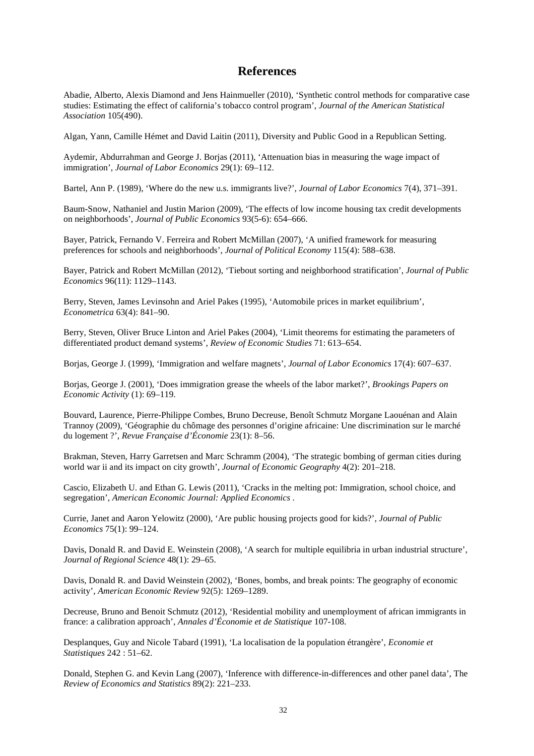# References

Abadie, Alberto, Alexis Diamond and Jens Hainmueller (2010), 'Synthetic control methods for comparative case studies: Estimating the effect of california's tobacco control program', *Journal of the American Statistical Association* 105(490).

Algan, Yann, Camille Hémet and David Laitin (2011), Diversity and Public Good in a Republican Setting.

Aydemir, Abdurrahman and George J. Borjas (2011), 'Attenuation bias in measuring the wage impact of immigration', *Journal of Labor Economics* 29(1): 69–112.

Bartel, Ann P. (1989), 'Where do the new u.s. immigrants live?', *Journal of Labor Economics* 7(4), 371–391.

Baum-Snow, Nathaniel and Justin Marion (2009), 'The effects of low income housing tax credit developments on neighborhoods', *Journal of Public Economics* 93(5-6): 654–666.

Bayer, Patrick, Fernando V. Ferreira and Robert McMillan (2007), 'A unified framework for measuring preferences for schools and neighborhoods', *Journal of Political Economy* 115(4): 588–638.

Bayer, Patrick and Robert McMillan (2012), 'Tiebout sorting and neighborhood stratification', *Journal of Public Economics* 96(11): 1129–1143.

Berry, Steven, James Levinsohn and Ariel Pakes (1995), 'Automobile prices in market equilibrium', *Econometrica* 63(4): 841–90.

Berry, Steven, Oliver Bruce Linton and Ariel Pakes (2004), 'Limit theorems for estimating the parameters of differentiated product demand systems', *Review of Economic Studies* 71: 613–654.

Borjas, George J. (1999), 'Immigration and welfare magnets', *Journal of Labor Economics* 17(4): 607–637.

Borjas, George J. (2001), 'Does immigration grease the wheels of the labor market?', *Brookings Papers on Economic Activity* (1): 69–119.

Bouvard, Laurence, Pierre-Philippe Combes, Bruno Decreuse, Benoît Schmutz Morgane Laouénan and Alain Trannoy (2009), 'Géographie du chômage des personnes d'origine africaine: Une discrimination sur le marché du logement ?', *Revue Française d'Économie* 23(1): 8–56.

Brakman, Steven, Harry Garretsen and Marc Schramm (2004), 'The strategic bombing of german cities during world war ii and its impact on city growth', *Journal of Economic Geography* 4(2): 201–218.

Cascio, Elizabeth U. and Ethan G. Lewis (2011), 'Cracks in the melting pot: Immigration, school choice, and segregation', *American Economic Journal: Applied Economics* .

Currie, Janet and Aaron Yelowitz (2000), 'Are public housing projects good for kids?', *Journal of Public Economics* 75(1): 99–124.

Davis, Donald R. and David E. Weinstein (2008), 'A search for multiple equilibria in urban industrial structure', *Journal of Regional Science* 48(1): 29–65.

Davis, Donald R. and David Weinstein (2002), 'Bones, bombs, and break points: The geography of economic activity', *American Economic Review* 92(5): 1269–1289.

Decreuse, Bruno and Benoit Schmutz (2012), 'Residential mobility and unemployment of african immigrants in france: a calibration approach', *Annales d'Économie et de Statistique* 107-108.

Desplanques, Guy and Nicole Tabard (1991), 'La localisation de la population étrangère', *Economie et Statistiques* 242 : 51–62.

Donald, Stephen G. and Kevin Lang (2007), 'Inference with difference-in-differences and other panel data', The *Review of Economics and Statistics* 89(2): 221–233.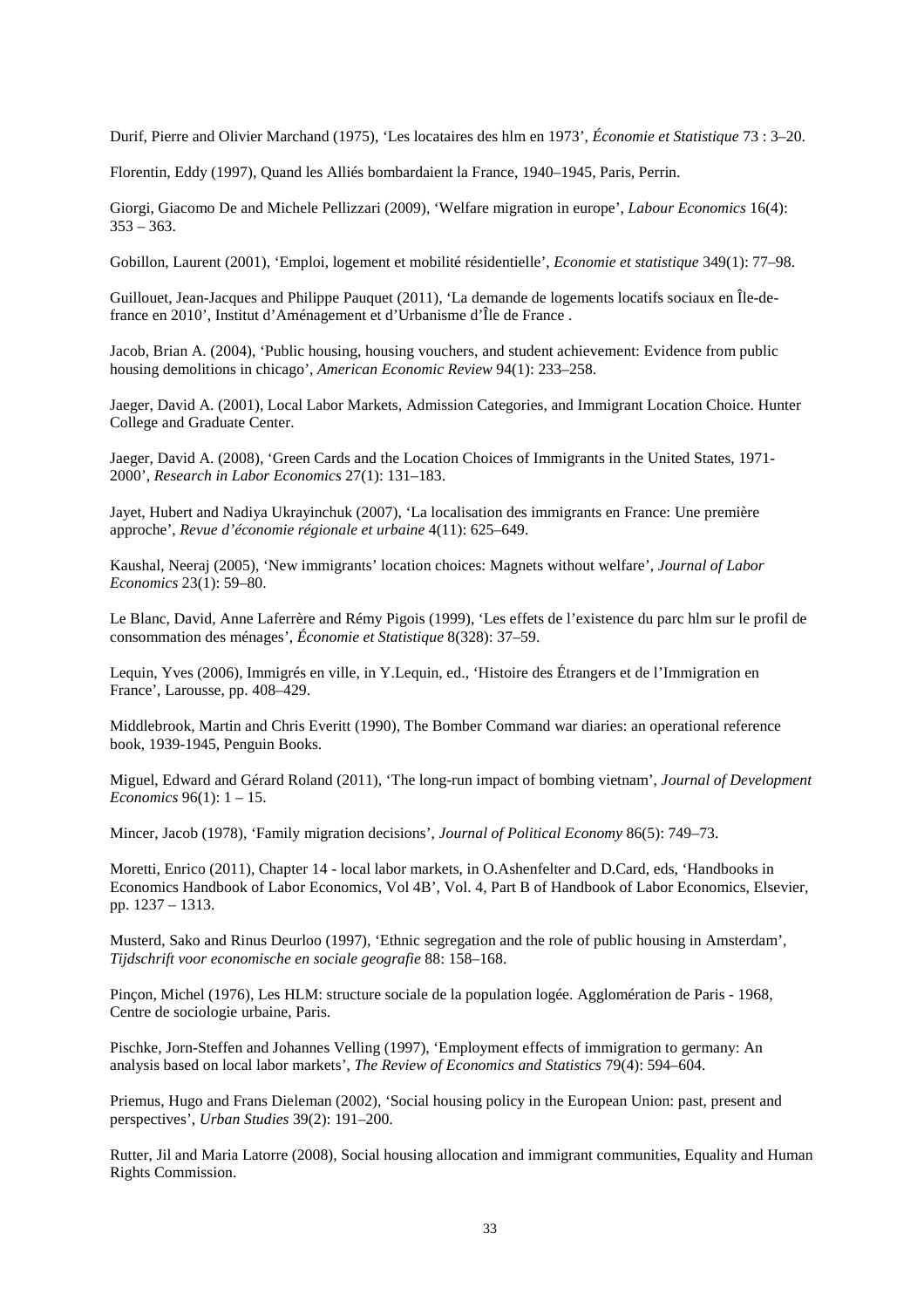Durif, Pierre and Olivier Marchand (1975), 'Les locataires des hlm en 1973', *Économie et Statistique* 73 : 3–20.

Florentin, Eddy (1997), Quand les Alliés bombardaient la France, 1940–1945, Paris, Perrin.

Giorgi, Giacomo De and Michele Pellizzari (2009), 'Welfare migration in europe', *Labour Economics* 16(4): 353 – 363.

Gobillon, Laurent (2001), 'Emploi, logement et mobilité résidentielle', *Economie et statistique* 349(1): 77–98.

Guillouet, Jean-Jacques and Philippe Pauquet (2011), 'La demande de logements locatifs sociaux en Île-de-france en 2010', Institut d'Aménagement et d'Urbanisme d'Île de France .

Jacob, Brian A. (2004), 'Public housing, housing vouchers, and student achievement: Evidence from public housing demolitions in chicago', *American Economic Review* 94(1): 233–258.

Jaeger, David A. (2001), Local Labor Markets, Admission Categories, and Immigrant Location Choice. Hunter College and Graduate Center.

Jaeger, David A. (2008), 'Green Cards and the Location Choices of Immigrants in the United States, 1971-2000', *Research in Labor Economics* 27(1): 131–183.

Jayet, Hubert and Nadiya Ukrayinchuk (2007), 'La localisation des immigrants en France: Une première approche', *Revue d'économie régionale et urbaine* 4(11): 625–649.

Kaushal, Neeraj (2005), 'New immigrants' location choices: Magnets without welfare', *Journal of Labor Economics* 23(1): 59–80.

Le Blanc, David, Anne Laferrère and Rémy Pigois (1999), 'Les effets de l'existence du parc hlm sur le profil de consommation des ménages', *Économie et Statistique* 8(328): 37–59.

Lequin, Yves (2006), Immigrés en ville, in Y.Lequin, ed., 'Histoire des Étrangers et de l'Immigration en France', Larousse, pp. 408–429.

Middlebrook, Martin and Chris Everitt (1990), The Bomber Command war diaries: an operational reference book, 1939-1945, Penguin Books.

Miguel, Edward and Gérard Roland (2011), 'The long-run impact of bombing vietnam', *Journal of Development Economics* 96(1): 1 – 15.

Mincer, Jacob (1978), 'Family migration decisions', *Journal of Political Economy* 86(5): 749–73.

Moretti, Enrico (2011), Chapter 14 - local labor markets, in O.Ashenfelter and D.Card, eds, 'Handbooks in Economics Handbook of Labor Economics, Vol 4B', Vol. 4, Part B of Handbook of Labor Economics, Elsevier, pp. 1237 – 1313.

Musterd, Sako and Rinus Deurloo (1997), 'Ethnic segregation and the role of public housing in Amsterdam', *Tijdschrift voor economische en sociale geografie* 88: 158–168.

Pinçon, Michel (1976), Les HLM: structure sociale de la population logée. Agglomération de Paris - 1968, Centre de sociologie urbaine, Paris.

Pischke, Jorn-Steffen and Johannes Velling (1997), 'Employment effects of immigration to germany: An analysis based on local labor markets', *The Review of Economics and Statistics* 79(4): 594–604.

Priemus, Hugo and Frans Dieleman (2002), 'Social housing policy in the European Union: past, present and perspectives', *Urban Studies* 39(2): 191–200.

Rutter, Jil and Maria Latorre (2008), Social housing allocation and immigrant communities, Equality and Human Rights Commission.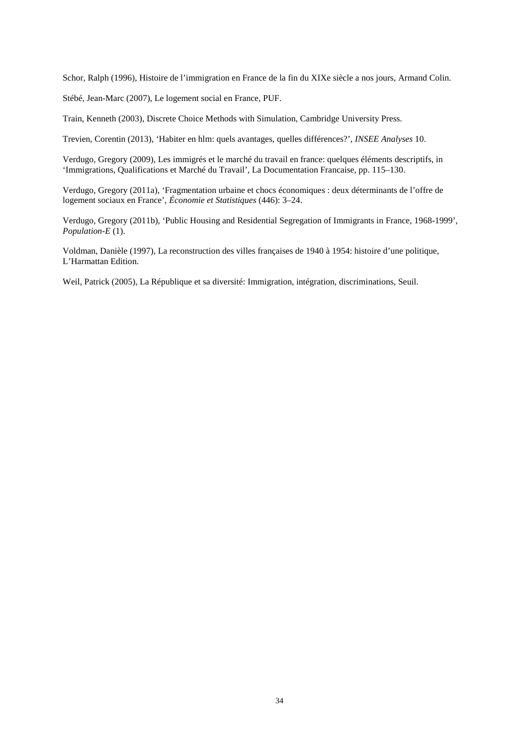Schor, Ralph (1996), Histoire de l'immigration en France de la fin du XIXe siècle a nos jours, Armand Colin.

Stébé, Jean-Marc (2007), Le logement social en France, PUF.

Train, Kenneth (2003), Discrete Choice Methods with Simulation, Cambridge University Press.

Trevien, Corentin (2013), 'Habiter en hlm: quels avantages, quelles différences?', *INSEE Analyses* 10.

Verdugo, Gregory (2009), Les immigrés et le marché du travail en france: quelques éléments descriptifs, in 'Immigrations, Qualifications et Marché du Travail', La Documentation Francaise, pp. 115–130.

Verdugo, Gregory (2011a), 'Fragmentation urbaine et chocs économiques : deux déterminants de l'offre de logement sociaux en France', *Économie et Statistiques* (446): 3–24.

Verdugo, Gregory (2011b), 'Public Housing and Residential Segregation of Immigrants in France, 1968-1999', *Population-E* (1).

Voldman, Danièle (1997), La reconstruction des villes françaises de 1940 à 1954: histoire d'une politique, L'Harmattan Edition.

Weil, Patrick (2005), La République et sa diversité: Immigration, intégration, discriminations, Seuil.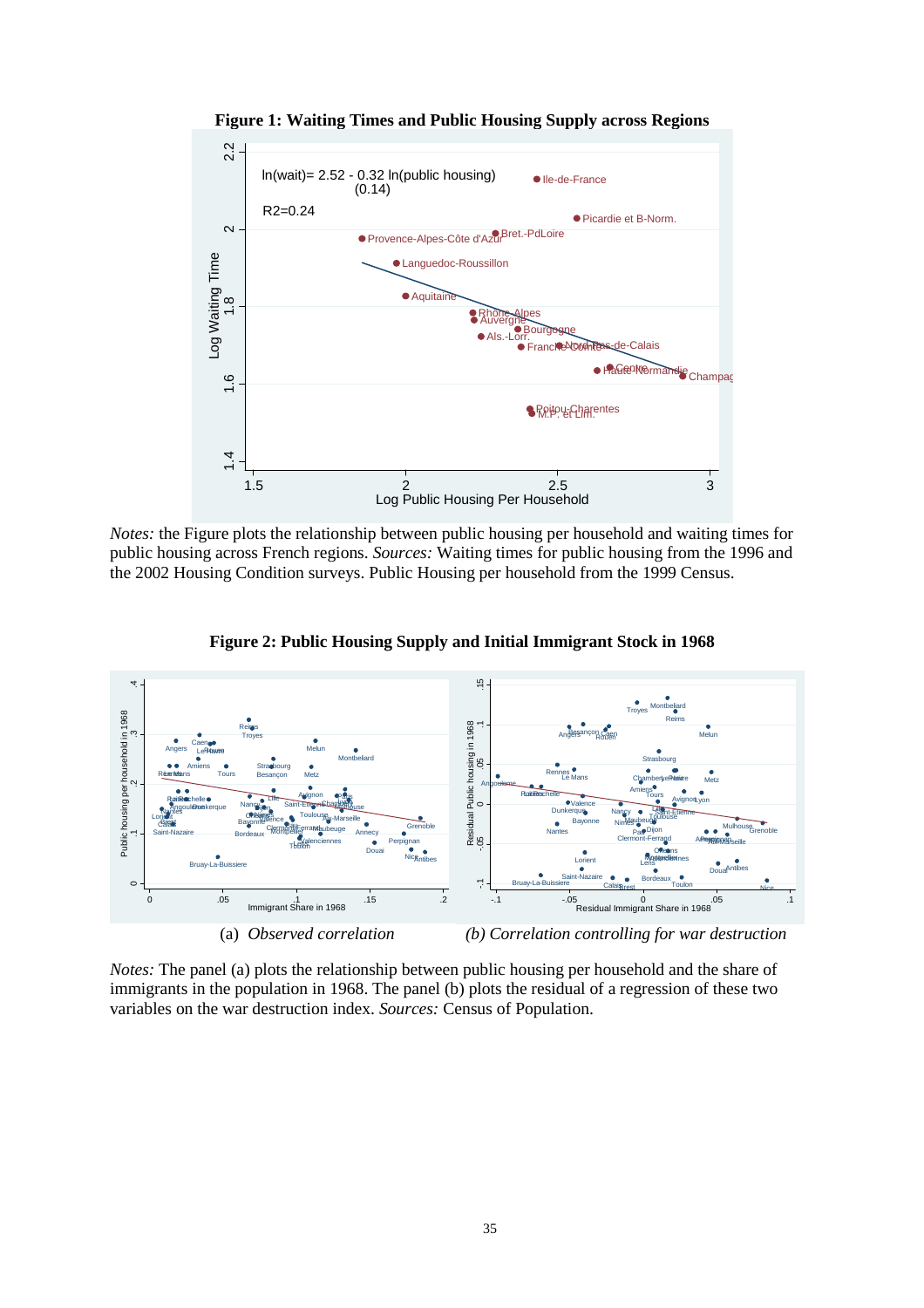**Figure 1: Waiting Times and Public Housing Supply across Regions**

*Notes:* the Figure plots the relationship between public housing per household and waiting times for public housing across French regions. *Sources:* Waiting times for public housing from the 1996 and the 2002 Housing Condition surveys. Public Housing per household from the 1999 Census.

**Figure 2: Public Housing Supply and Initial Immigrant Stock in 1968**

(a) *Observed correlation* (b) *Correlation controlling for war destruction*

*Notes:* The panel (a) plots the relationship between public housing per household and the share of immigrants in the population in 1968. The panel (b) plots the residual of a regression of these two variables on the war destruction index. *Sources:* Census of Population.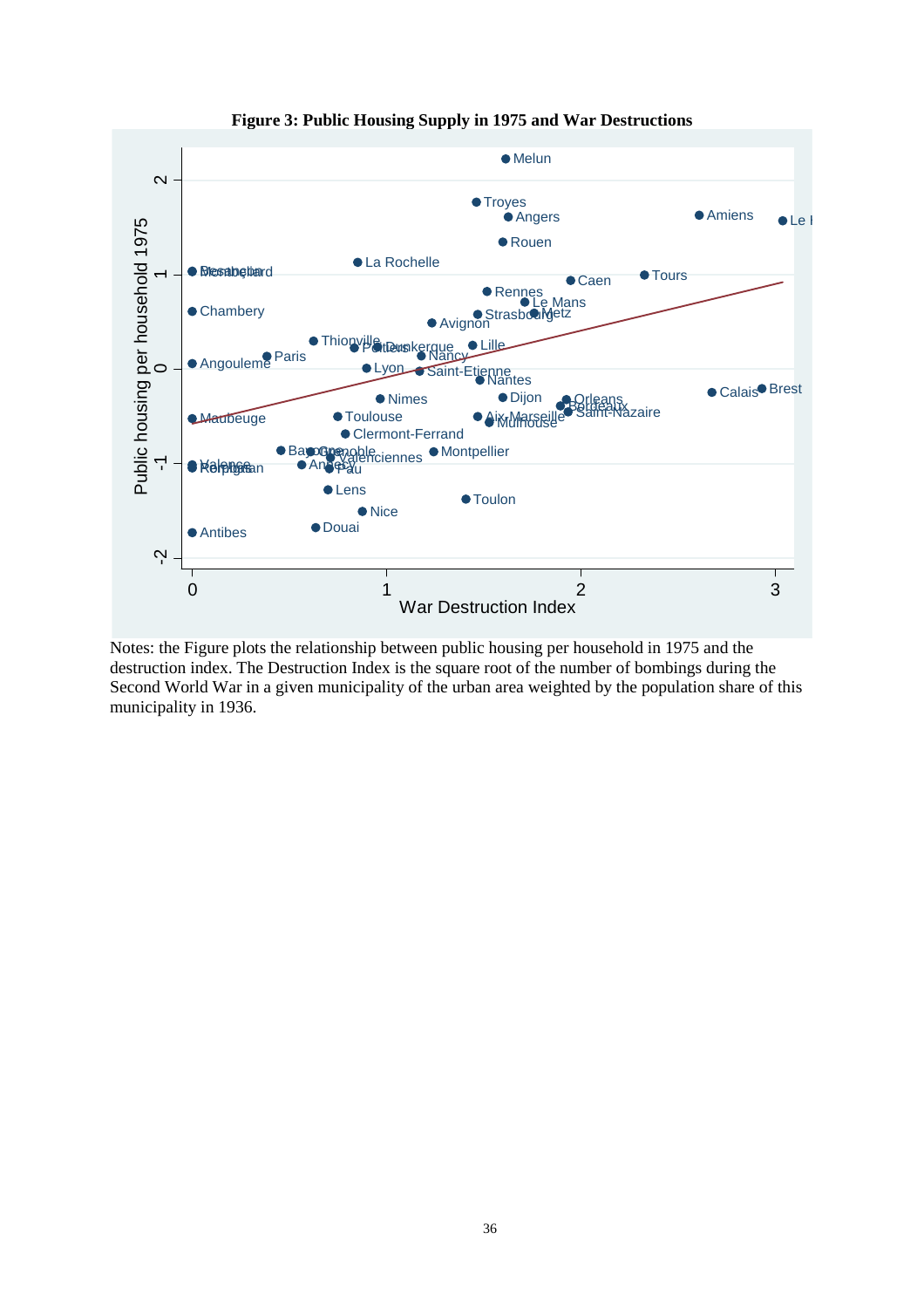**Figure 3: Public Housing Supply in 1975 and War Destructions**

Notes: the Figure plots the relationship between public housing per household in 1975 and the destruction index. The Destruction Index is the square root of the number of bombings during the Second World War in a given municipality of the urban area weighted by the population share of this municipality in 1936.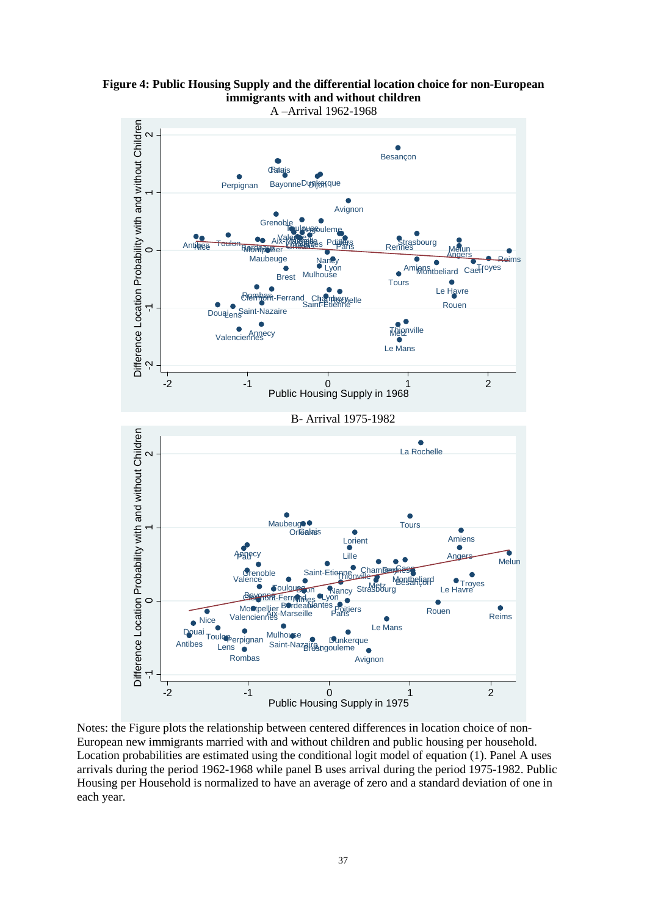**Figure 4: Public Housing Supply and the differential location choice for non-European immigrants with and without children**

A –Arrival 1962-1968

B- Arrival 1975-1982

Notes: the Figure plots the relationship between centered differences in location choice of non-European new immigrants married with and without children and public housing per household. Location probabilities are estimated using the conditional logit model of equation (1). Panel A uses arrivals during the period 1962-1968 while panel B uses arrival during the period 1975-1982. Public Housing per Household is normalized to have an average of zero and a standard deviation of one in each year.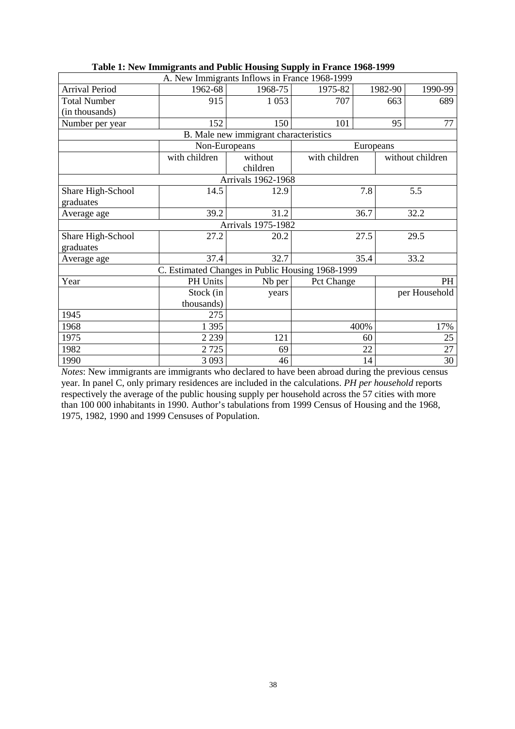**Table 1: New Immigrants and Public Housing Supply in France 1968-1999**

| A. New Immigrants Inflows in France 1968-1999 | | | | | |
|---|---|---|---|---|---|
| Arrival Period | 1962-68 | 1968-75 | 1975-82 | 1982-90 | 1990-99 |
| Total Number (in thousands) | 915 | 1 053 | 707 | 663 | 689 |
| Number per year | 152 | 150 | 101 | 95 | 77 |
| **B. Male new immigrant characteristics** | | | | | |
| | Non-Europeans | | Europeans | | |
| | with children | without children | with children | without children | |
| **Arrivals 1962-1968** | | | | | |
| Share High-School graduates | 14.5 | 12.9 | 7.8 | 5.5 | |
| Average age | 39.2 | 31.2 | 36.7 | 32.2 | |
| **Arrivals 1975-1982** | | | | | |
| Share High-School graduates | 27.2 | 20.2 | 27.5 | 29.5 | |
| Average age | 37.4 | 32.7 | 35.4 | 33.2 | |
| **C. Estimated Changes in Public Housing 1968-1999** | | | | | |
| Year | PH Units Stock (in thousands) | Nb per years | Pct Change | PH per Household | |
| 1945 | 275 | | | | |
| 1968 | 1 395 | | 400% | 17% | |
| 1975 | 2 239 | 121 | 60 | 25 | |
| 1982 | 2 725 | 69 | 22 | 27 | |
| 1990 | 3 093 | 46 | 14 | 30 | |

*Notes*: New immigrants are immigrants who declared to have been abroad during the previous census year. In panel C, only primary residences are included in the calculations. *PH per household* reports respectively the average of the public housing supply per household across the 57 cities with more than 100 000 inhabitants in 1990. Author's tabulations from 1999 Census of Housing and the 1968, 1975, 1982, 1990 and 1999 Censuses of Population.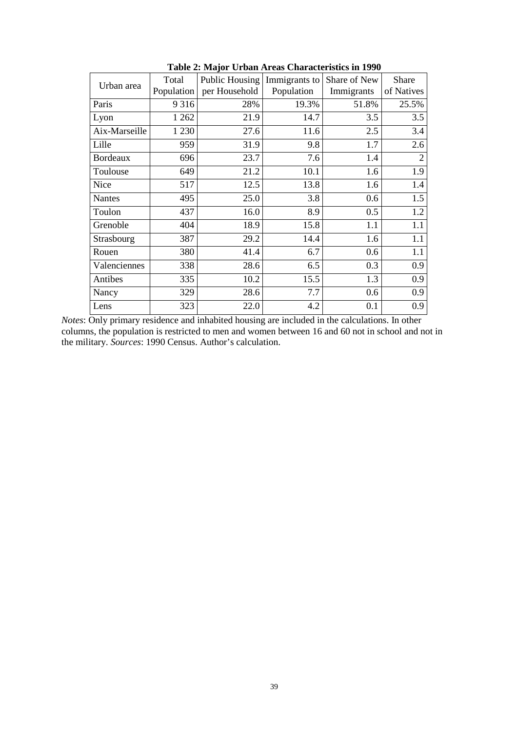**Table 2: Major Urban Areas Characteristics in 1990**

| Urban area | Total Population | Public Housing per Household | Immigrants to Population | Share of New Immigrants | Share of Natives |
|---|---|---|---|---|---|
| Paris | 9 316 | 28% | 19.3% | 51.8% | 25.5% |
| Lyon | 1 262 | 21.9 | 14.7 | 3.5 | 3.5 |
| Aix-Marseille | 1 230 | 27.6 | 11.6 | 2.5 | 3.4 |
| Lille | 959 | 31.9 | 9.8 | 1.7 | 2.6 |
| Bordeaux | 696 | 23.7 | 7.6 | 1.4 | 2 |
| Toulouse | 649 | 21.2 | 10.1 | 1.6 | 1.9 |
| Nice | 517 | 12.5 | 13.8 | 1.6 | 1.4 |
| Nantes | 495 | 25.0 | 3.8 | 0.6 | 1.5 |
| Toulon | 437 | 16.0 | 8.9 | 0.5 | 1.2 |
| Grenoble | 404 | 18.9 | 15.8 | 1.1 | 1.1 |
| Strasbourg | 387 | 29.2 | 14.4 | 1.6 | 1.1 |
| Rouen | 380 | 41.4 | 6.7 | 0.6 | 1.1 |
| Valenciennes | 338 | 28.6 | 6.5 | 0.3 | 0.9 |
| Antibes | 335 | 10.2 | 15.5 | 1.3 | 0.9 |
| Nancy | 329 | 28.6 | 7.7 | 0.6 | 0.9 |
| Lens | 323 | 22.0 | 4.2 | 0.1 | 0.9 |

*Notes*: Only primary residence and inhabited housing are included in the calculations. In other columns, the population is restricted to men and women between 16 and 60 not in school and not in the military. *Sources*: 1990 Census. Author's calculation.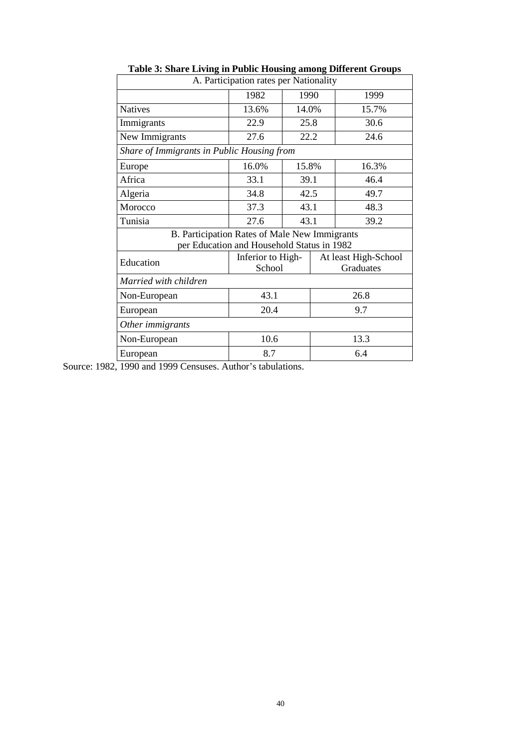**Table 3: Share Living in Public Housing among Different Groups**

| A. Participation rates per Nationality | | | |
|---|---|---|---|
| | 1982 | 1990 | 1999 |
| Natives | 13.6% | 14.0% | 15.7% |
| Immigrants | 22.9 | 25.8 | 30.6 |
| New Immigrants | 27.6 | 22.2 | 24.6 |
| *Share of Immigrants in Public Housing from* | | | |
| Europe | 16.0% | 15.8% | 16.3% |
| Africa | 33.1 | 39.1 | 46.4 |
| Algeria | 34.8 | 42.5 | 49.7 |
| Morocco | 37.3 | 43.1 | 48.3 |
| Tunisia | 27.6 | 43.1 | 39.2 |

| B. Participation Rates of Male New Immigrants per Education and Household Status in 1982 | | |
|---|---|---|
| Education | Inferior to High-School | At least High-School Graduates |
| *Married with children* | | |
| Non-European | 43.1 | 26.8 |
| European | 20.4 | 9.7 |
| *Other immigrants* | | |
| Non-European | 10.6 | 13.3 |
| European | 8.7 | 6.4 |

Source: 1982, 1990 and 1999 Censuses. Author's tabulations.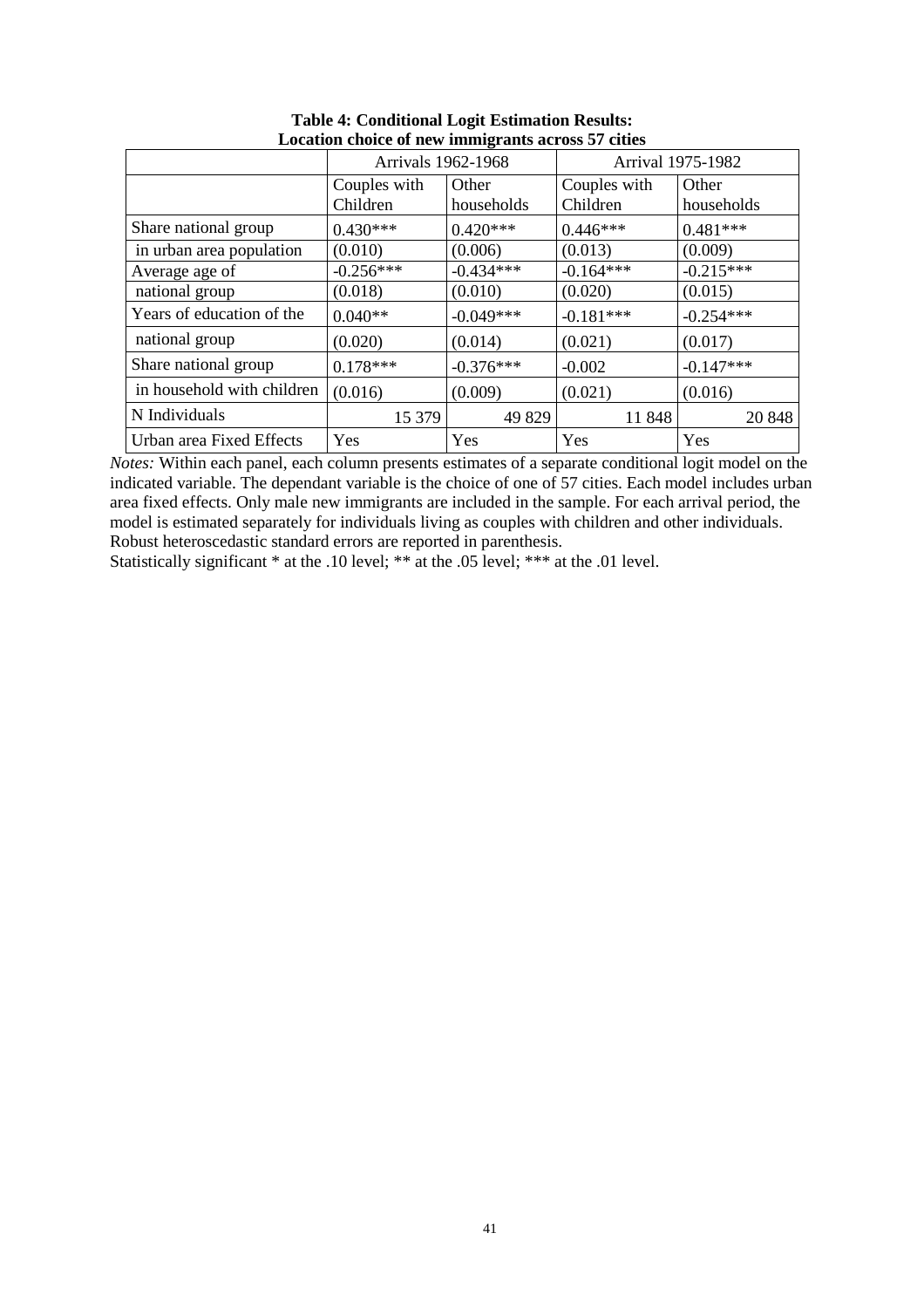**Table 4: Conditional Logit Estimation Results: Location choice of new immigrants across 57 cities**

| | Arrivals 1962-1968 | | Arrival 1975-1982 | |
|---|---|---|---|---|
| | Couples with Children | Other households | Couples with Children | Other households |
| Share national group | 0.430*** | 0.420*** | 0.446*** | 0.481*** |
| in urban area population | (0.010) | (0.006) | (0.013) | (0.009) |
| Average age of | -0.256*** | -0.434*** | -0.164*** | -0.215*** |
| national group | (0.018) | (0.010) | (0.020) | (0.015) |
| Years of education of the | 0.040** | -0.049*** | -0.181*** | -0.254*** |
| national group | (0.020) | (0.014) | (0.021) | (0.017) |
| Share national group | 0.178*** | -0.376*** | -0.002 | -0.147*** |
| in household with children | (0.016) | (0.009) | (0.021) | (0.016) |
| N Individuals | 15 379 | 49 829 | 11 848 | 20 848 |
| Urban area Fixed Effects | Yes | Yes | Yes | Yes |

*Notes:* Within each panel, each column presents estimates of a separate conditional logit model on the indicated variable. The dependant variable is the choice of one of 57 cities. Each model includes urban area fixed effects. Only male new immigrants are included in the sample. For each arrival period, the model is estimated separately for individuals living as couples with children and other individuals. Robust heteroscedastic standard errors are reported in parenthesis.

Statistically significant * at the .10 level; ** at the .05 level; *** at the .01 level.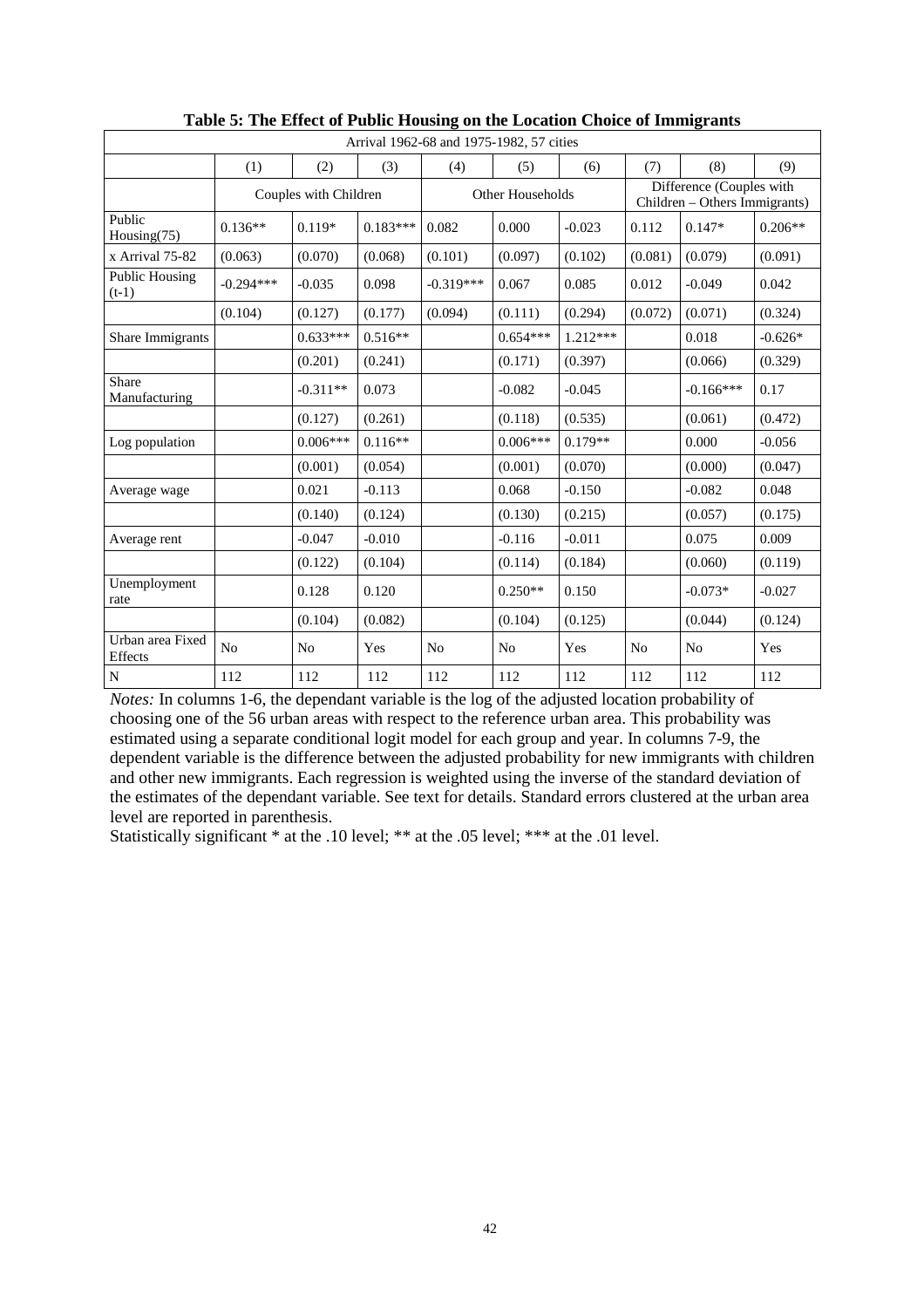**Table 5: The Effect of Public Housing on the Location Choice of Immigrants**

| Arrival 1962-68 and 1975-1982, 57 cities | | | | | | | | | |
|---|---|---|---|---|---|---|---|---|---|
| | (1) | (2) | (3) | (4) | (5) | (6) | (7) | (8) | (9) |
| | Couples with Children | | | Other Households | | | Difference (Couples with Children – Others Immigrants) | | |
| Public Housing(75) | 0.136** | 0.119* | 0.183*** | 0.082 | 0.000 | -0.023 | 0.112 | 0.147* | 0.206** |
| x Arrival 75-82 | (0.063) | (0.070) | (0.068) | (0.101) | (0.097) | (0.102) | (0.081) | (0.079) | (0.091) |
| Public Housing (t-1) | -0.294*** | -0.035 | 0.098 | -0.319*** | 0.067 | 0.085 | 0.012 | -0.049 | 0.042 |
| | (0.104) | (0.127) | (0.177) | (0.094) | (0.111) | (0.294) | (0.072) | (0.071) | (0.324) |
| Share Immigrants | | 0.633*** | 0.516** | | 0.654*** | 1.212*** | | 0.018 | -0.626* |
| | | (0.201) | (0.241) | | (0.171) | (0.397) | | (0.066) | (0.329) |
| Share Manufacturing | | -0.311** | 0.073 | | -0.082 | -0.045 | | -0.166*** | 0.17 |
| | | (0.127) | (0.261) | | (0.118) | (0.535) | | (0.061) | (0.472) |
| Log population | | 0.006*** | 0.116** | | 0.006*** | 0.179** | | 0.000 | -0.056 |
| | | (0.001) | (0.054) | | (0.001) | (0.070) | | (0.000) | (0.047) |
| Average wage | | 0.021 | -0.113 | | 0.068 | -0.150 | | -0.082 | 0.048 |
| | | (0.140) | (0.124) | | (0.130) | (0.215) | | (0.057) | (0.175) |
| Average rent | | -0.047 | -0.010 | | -0.116 | -0.011 | | 0.075 | 0.009 |
| | | (0.122) | (0.104) | | (0.114) | (0.184) | | (0.060) | (0.119) |
| Unemployment rate | | 0.128 | 0.120 | | 0.250** | 0.150 | | -0.073* | -0.027 |
| | | (0.104) | (0.082) | | (0.104) | (0.125) | | (0.044) | (0.124) |
| Urban area Fixed Effects | No | No | Yes | No | No | Yes | No | No | Yes |
| N | 112 | 112 | 112 | 112 | 112 | 112 | 112 | 112 | 112 |

*Notes:* In columns 1-6, the dependant variable is the log of the adjusted location probability of choosing one of the 56 urban areas with respect to the reference urban area. This probability was estimated using a separate conditional logit model for each group and year. In columns 7-9, the dependent variable is the difference between the adjusted probability for new immigrants with children and other new immigrants. Each regression is weighted using the inverse of the standard deviation of the estimates of the dependant variable. See text for details. Standard errors clustered at the urban area level are reported in parenthesis.

Statistically significant * at the .10 level; ** at the .05 level; *** at the .01 level.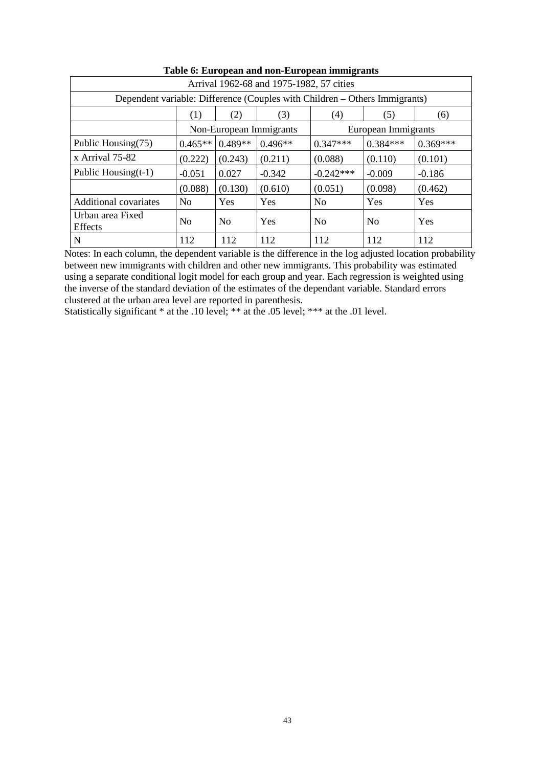**Table 6: European and non-European immigrants**

| Arrival 1962-68 and 1975-1982, 57 cities | | | | | | |
|---|---|---|---|---|---|---|
| Dependent variable: Difference (Couples with Children – Others Immigrants) | | | | | | |
| | (1) | (2) | (3) | (4) | (5) | (6) |
| | Non-European Immigrants | | | European Immigrants | | |
| Public Housing(75) | 0.465** | 0.489** | 0.496** | 0.347*** | 0.384*** | 0.369*** |
| x Arrival 75-82 | (0.222) | (0.243) | (0.211) | (0.088) | (0.110) | (0.101) |
| Public Housing(t-1) | -0.051 | 0.027 | -0.342 | -0.242*** | -0.009 | -0.186 |
| | (0.088) | (0.130) | (0.610) | (0.051) | (0.098) | (0.462) |
| Additional covariates | No | Yes | Yes | No | Yes | Yes |
| Urban area Fixed Effects | No | No | Yes | No | No | Yes |
| N | 112 | 112 | 112 | 112 | 112 | 112 |

Notes: In each column, the dependent variable is the difference in the log adjusted location probability between new immigrants with children and other new immigrants. This probability was estimated using a separate conditional logit model for each group and year. Each regression is weighted using the inverse of the standard deviation of the estimates of the dependant variable. Standard errors clustered at the urban area level are reported in parenthesis.
Statistically significant * at the .10 level; ** at the .05 level; *** at the .01 level.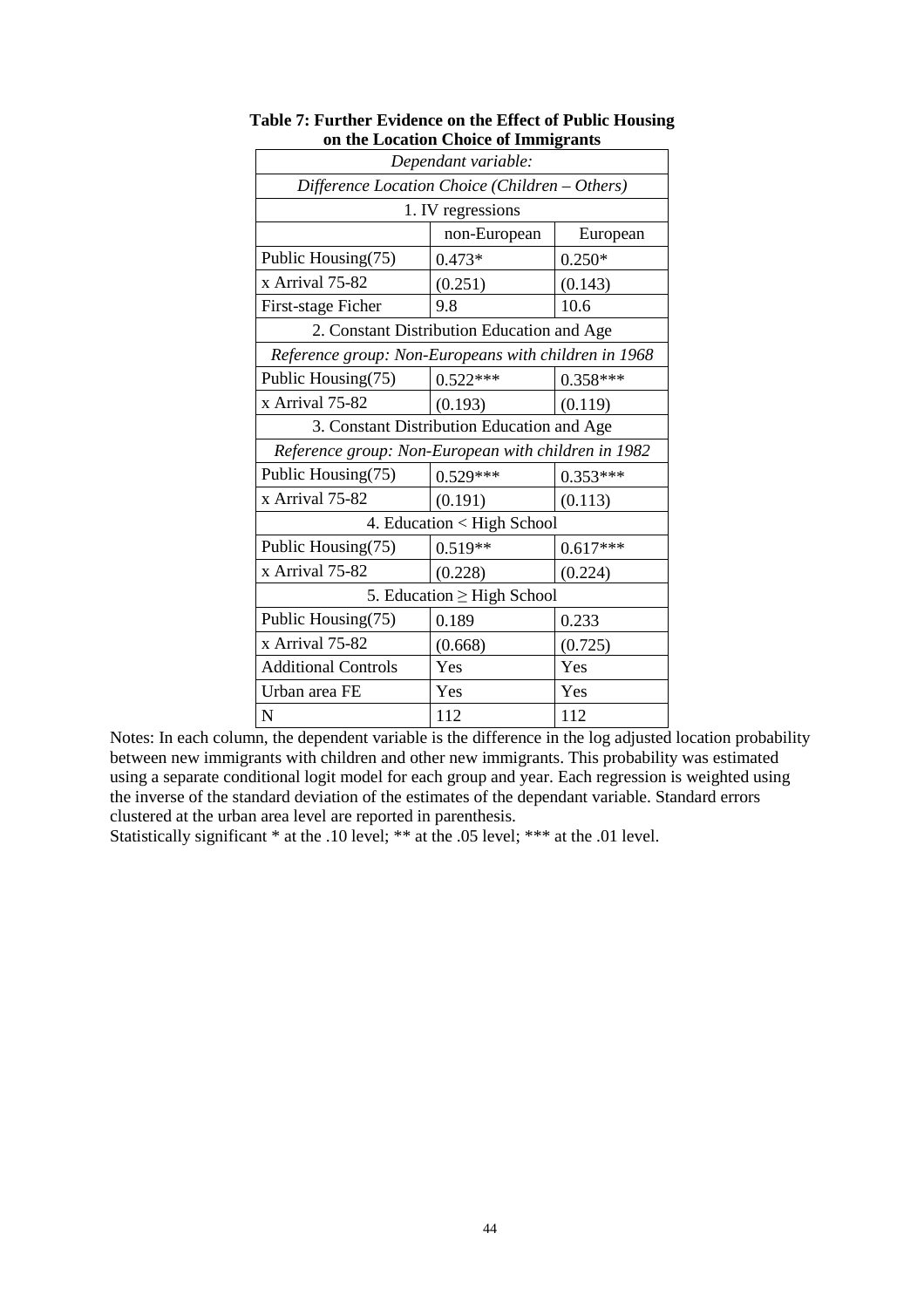**Table 7: Further Evidence on the Effect of Public Housing on the Location Choice of Immigrants**

| *Dependant variable:* | | |
|---|---|---|
| *Difference Location Choice (Children – Others)* | | |
| 1. IV regressions | | |
| | non-European | European |
| Public Housing(75) | 0.473* | 0.250* |
| x Arrival 75-82 | (0.251) | (0.143) |
| First-stage Ficher | 9.8 | 10.6 |
| 2. Constant Distribution Education and Age | | |
| *Reference group: Non-Europeans with children in 1968* | | |
| Public Housing(75) | 0.522*** | 0.358*** |
| x Arrival 75-82 | (0.193) | (0.119) |
| 3. Constant Distribution Education and Age | | |
| *Reference group: Non-European with children in 1982* | | |
| Public Housing(75) | 0.529*** | 0.353*** |
| x Arrival 75-82 | (0.191) | (0.113) |
| 4. Education < High School | | |
| Public Housing(75) | 0.519** | 0.617*** |
| x Arrival 75-82 | (0.228) | (0.224) |
| 5. Education $\geq$ High School | | |
| Public Housing(75) | 0.189 | 0.233 |
| x Arrival 75-82 | (0.668) | (0.725) |
| Additional Controls | Yes | Yes |
| Urban area FE | Yes | Yes |
| N | 112 | 112 |

Notes: In each column, the dependent variable is the difference in the log adjusted location probability between new immigrants with children and other new immigrants. This probability was estimated using a separate conditional logit model for each group and year. Each regression is weighted using the inverse of the standard deviation of the estimates of the dependant variable. Standard errors clustered at the urban area level are reported in parenthesis.

Statistically significant * at the .10 level; ** at the .05 level; *** at the .01 level.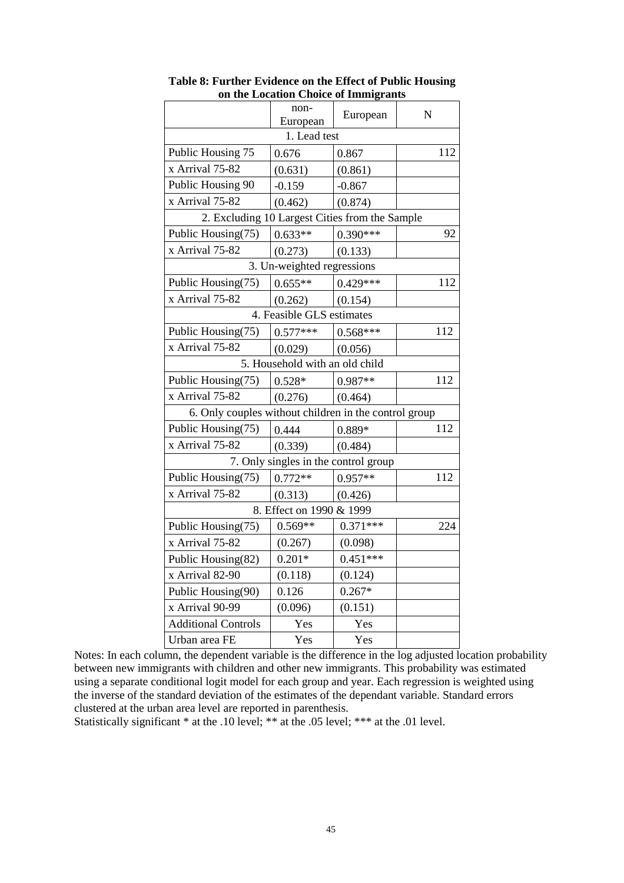**Table 8: Further Evidence on the Effect of Public Housing on the Location Choice of Immigrants**

| | non-European | European | N |
|---|---|---|---|
| 1. Lead test | | | |
| Public Housing 75 | 0.676 | 0.867 | 112 |
| x Arrival 75-82 | (0.631) | (0.861) | |
| Public Housing 90 | -0.159 | -0.867 | |
| x Arrival 75-82 | (0.462) | (0.874) | |
| 2. Excluding 10 Largest Cities from the Sample | | | |
| Public Housing(75) | 0.633** | 0.390*** | 92 |
| x Arrival 75-82 | (0.273) | (0.133) | |
| 3. Un-weighted regressions | | | |
| Public Housing(75) | 0.655** | 0.429*** | 112 |
| x Arrival 75-82 | (0.262) | (0.154) | |
| 4. Feasible GLS estimates | | | |
| Public Housing(75) | 0.577*** | 0.568*** | 112 |
| x Arrival 75-82 | (0.029) | (0.056) | |
| 5. Household with an old child | | | |
| Public Housing(75) | 0.528* | 0.987** | 112 |
| x Arrival 75-82 | (0.276) | (0.464) | |
| 6. Only couples without children in the control group | | | |
| Public Housing(75) | 0.444 | 0.889* | 112 |
| x Arrival 75-82 | (0.339) | (0.484) | |
| 7. Only singles in the control group | | | |
| Public Housing(75) | 0.772** | 0.957** | 112 |
| x Arrival 75-82 | (0.313) | (0.426) | |
| 8. Effect on 1990 & 1999 | | | |
| Public Housing(75) | 0.569** | 0.371*** | 224 |
| x Arrival 75-82 | (0.267) | (0.098) | |
| Public Housing(82) | 0.201* | 0.451*** | |
| x Arrival 82-90 | (0.118) | (0.124) | |
| Public Housing(90) | 0.126 | 0.267* | |
| x Arrival 90-99 | (0.096) | (0.151) | |
| Additional Controls | Yes | Yes | |
| Urban area FE | Yes | Yes | |

Notes: In each column, the dependent variable is the difference in the log adjusted location probability between new immigrants with children and other new immigrants. This probability was estimated using a separate conditional logit model for each group and year. Each regression is weighted using the inverse of the standard deviation of the estimates of the dependant variable. Standard errors clustered at the urban area level are reported in parenthesis.
Statistically significant * at the .10 level; ** at the .05 level; *** at the .01 level.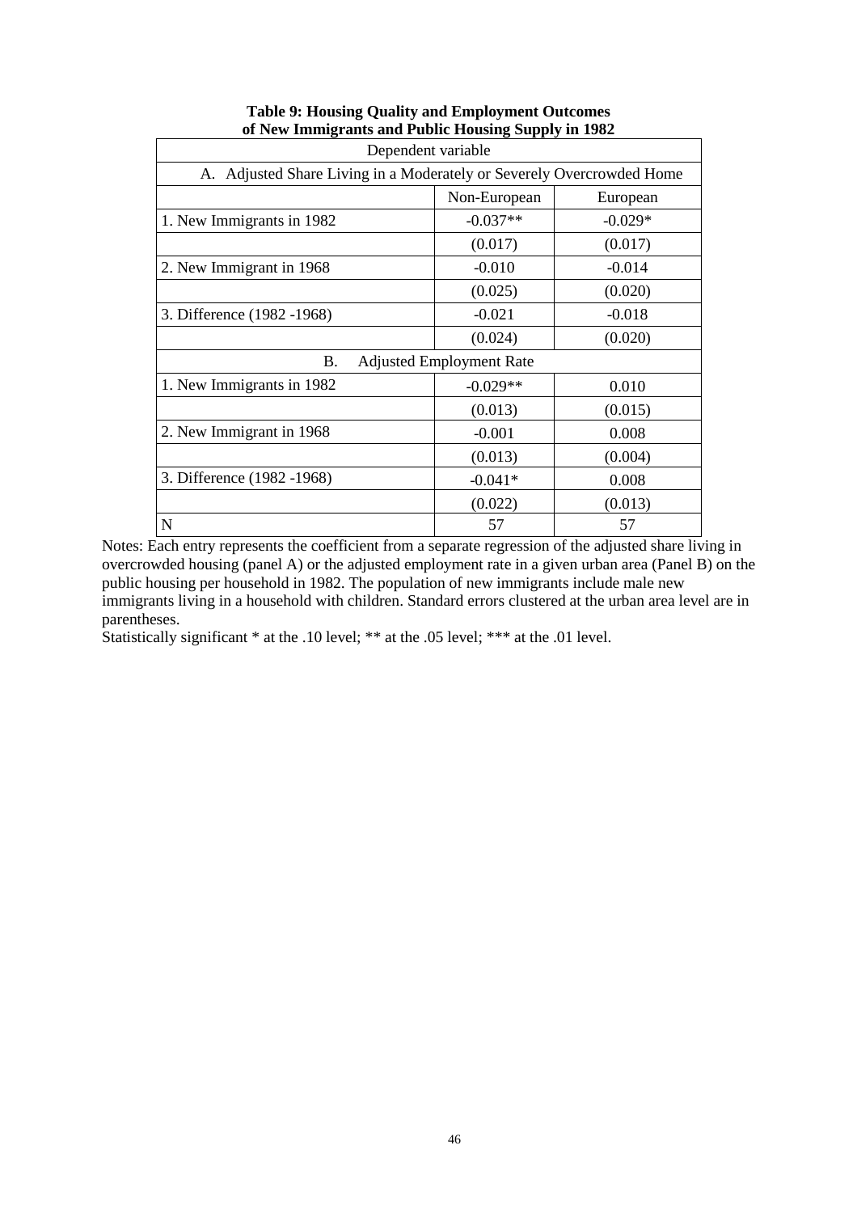**Table 9: Housing Quality and Employment Outcomes of New Immigrants and Public Housing Supply in 1982**

| Dependent variable | | |
|---|---|---|
| A. Adjusted Share Living in a Moderately or Severely Overcrowded Home | | |
| | Non-European | European |
| 1. New Immigrants in 1982 | -0.037** | -0.029* |
| | (0.017) | (0.017) |
| 2. New Immigrant in 1968 | -0.010 | -0.014 |
| | (0.025) | (0.020) |
| 3. Difference (1982 -1968) | -0.021 | -0.018 |
| | (0.024) | (0.020) |
| B. Adjusted Employment Rate | | |
| 1. New Immigrants in 1982 | -0.029** | 0.010 |
| | (0.013) | (0.015) |
| 2. New Immigrant in 1968 | -0.001 | 0.008 |
| | (0.013) | (0.004) |
| 3. Difference (1982 -1968) | -0.041* | 0.008 |
| | (0.022) | (0.013) |
| N | 57 | 57 |

Notes: Each entry represents the coefficient from a separate regression of the adjusted share living in overcrowded housing (panel A) or the adjusted employment rate in a given urban area (Panel B) on the public housing per household in 1982. The population of new immigrants include male new immigrants living in a household with children. Standard errors clustered at the urban area level are in parentheses.

Statistically significant * at the .10 level; ** at the .05 level; *** at the .01 level.